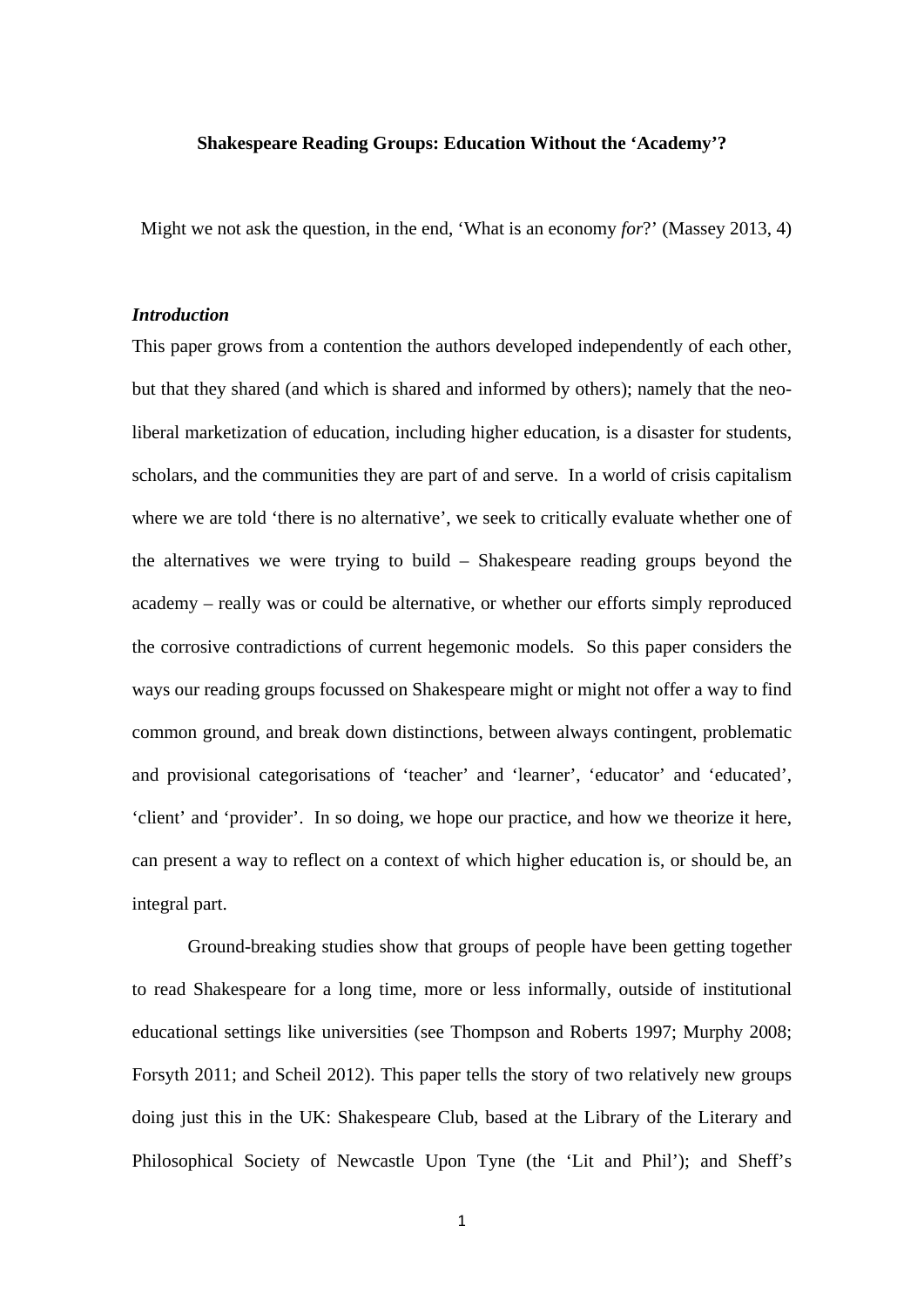# Shakespeare Reading Groups: Education Without the 'Academy'?

Might we not ask the question, in the end, 'What is an economy *for*?' (Massey 2013, 4)

### *Introduction*

This paper grows from a contention the authors developed independently of each other, but that they shared (and which is shared and informed by others); namely that the neo-liberal marketization of education, including higher education, is a disaster for students, scholars, and the communities they are part of and serve. In a world of crisis capitalism where we are told 'there is no alternative', we seek to critically evaluate whether one of the alternatives we were trying to build – Shakespeare reading groups beyond the academy – really was or could be alternative, or whether our efforts simply reproduced the corrosive contradictions of current hegemonic models. So this paper considers the ways our reading groups focussed on Shakespeare might or might not offer a way to find common ground, and break down distinctions, between always contingent, problematic and provisional categorisations of 'teacher' and 'learner', 'educator' and 'educated', 'client' and 'provider'. In so doing, we hope our practice, and how we theorize it here, can present a way to reflect on a context of which higher education is, or should be, an integral part.

Ground-breaking studies show that groups of people have been getting together to read Shakespeare for a long time, more or less informally, outside of institutional educational settings like universities (see Thompson and Roberts 1997; Murphy 2008; Forsyth 2011; and Scheil 2012). This paper tells the story of two relatively new groups doing just this in the UK: Shakespeare Club, based at the Library of the Literary and Philosophical Society of Newcastle Upon Tyne (the 'Lit and Phil'); and Sheff's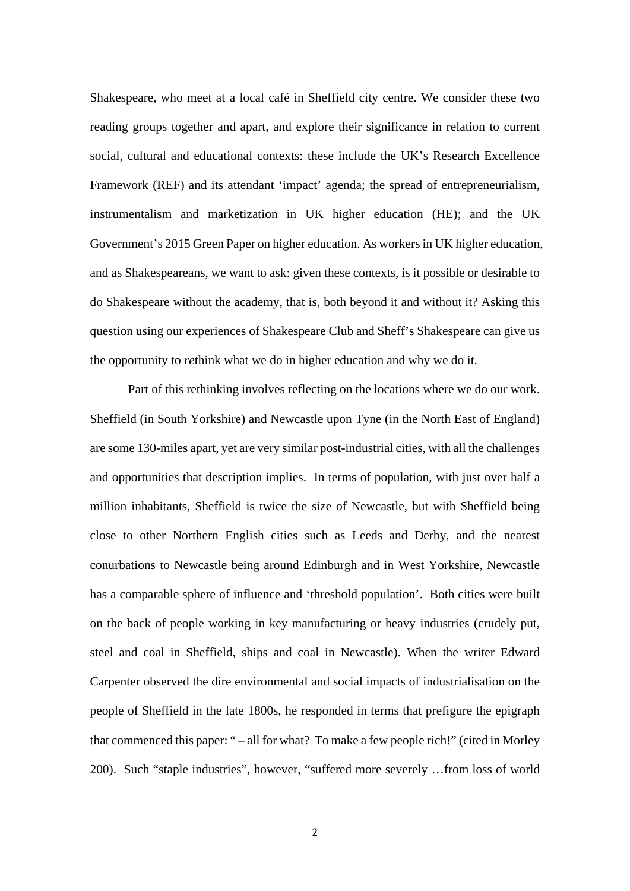Shakespeare, who meet at a local café in Sheffield city centre. We consider these two reading groups together and apart, and explore their significance in relation to current social, cultural and educational contexts: these include the UK's Research Excellence Framework (REF) and its attendant 'impact' agenda; the spread of entrepreneurialism, instrumentalism and marketization in UK higher education (HE); and the UK Government's 2015 Green Paper on higher education. As workers in UK higher education, and as Shakespeareans, we want to ask: given these contexts, is it possible or desirable to do Shakespeare without the academy, that is, both beyond it and without it? Asking this question using our experiences of Shakespeare Club and Sheff's Shakespeare can give us the opportunity to *re*think what we do in higher education and why we do it.

Part of this rethinking involves reflecting on the locations where we do our work. Sheffield (in South Yorkshire) and Newcastle upon Tyne (in the North East of England) are some 130-miles apart, yet are very similar post-industrial cities, with all the challenges and opportunities that description implies. In terms of population, with just over half a million inhabitants, Sheffield is twice the size of Newcastle, but with Sheffield being close to other Northern English cities such as Leeds and Derby, and the nearest conurbations to Newcastle being around Edinburgh and in West Yorkshire, Newcastle has a comparable sphere of influence and 'threshold population'. Both cities were built on the back of people working in key manufacturing or heavy industries (crudely put, steel and coal in Sheffield, ships and coal in Newcastle). When the writer Edward Carpenter observed the dire environmental and social impacts of industrialisation on the people of Sheffield in the late 1800s, he responded in terms that prefigure the epigraph that commenced this paper: " – all for what? To make a few people rich!" (cited in Morley 200). Such "staple industries", however, "suffered more severely …from loss of world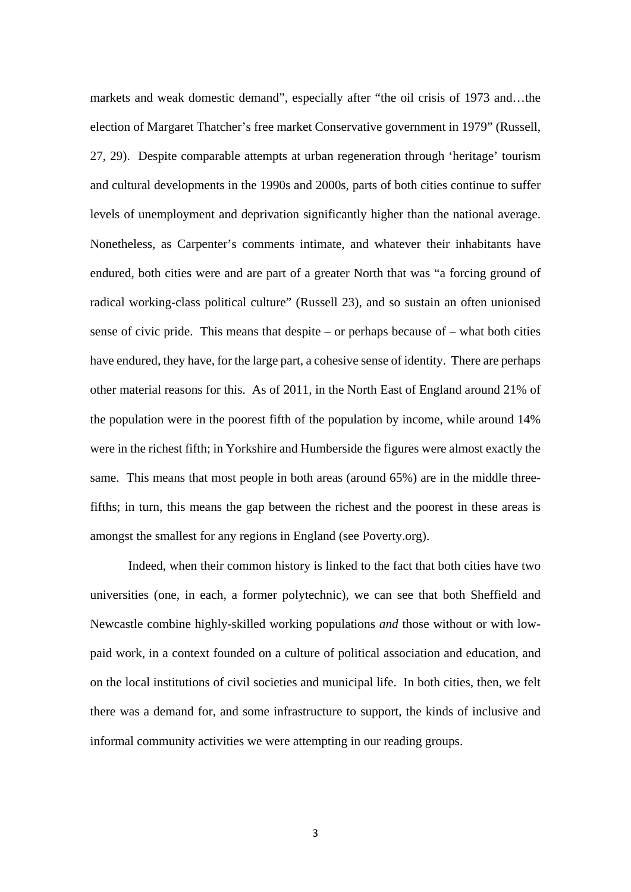markets and weak domestic demand", especially after "the oil crisis of 1973 and…the election of Margaret Thatcher's free market Conservative government in 1979" (Russell, 27, 29). Despite comparable attempts at urban regeneration through 'heritage' tourism and cultural developments in the 1990s and 2000s, parts of both cities continue to suffer levels of unemployment and deprivation significantly higher than the national average. Nonetheless, as Carpenter's comments intimate, and whatever their inhabitants have endured, both cities were and are part of a greater North that was "a forcing ground of radical working-class political culture" (Russell 23), and so sustain an often unionised sense of civic pride. This means that despite – or perhaps because of – what both cities have endured, they have, for the large part, a cohesive sense of identity. There are perhaps other material reasons for this. As of 2011, in the North East of England around 21% of the population were in the poorest fifth of the population by income, while around 14% were in the richest fifth; in Yorkshire and Humberside the figures were almost exactly the same. This means that most people in both areas (around 65%) are in the middle three-fifths; in turn, this means the gap between the richest and the poorest in these areas is amongst the smallest for any regions in England (see Poverty.org).

Indeed, when their common history is linked to the fact that both cities have two universities (one, in each, a former polytechnic), we can see that both Sheffield and Newcastle combine highly-skilled working populations *and* those without or with low-paid work, in a context founded on a culture of political association and education, and on the local institutions of civil societies and municipal life. In both cities, then, we felt there was a demand for, and some infrastructure to support, the kinds of inclusive and informal community activities we were attempting in our reading groups.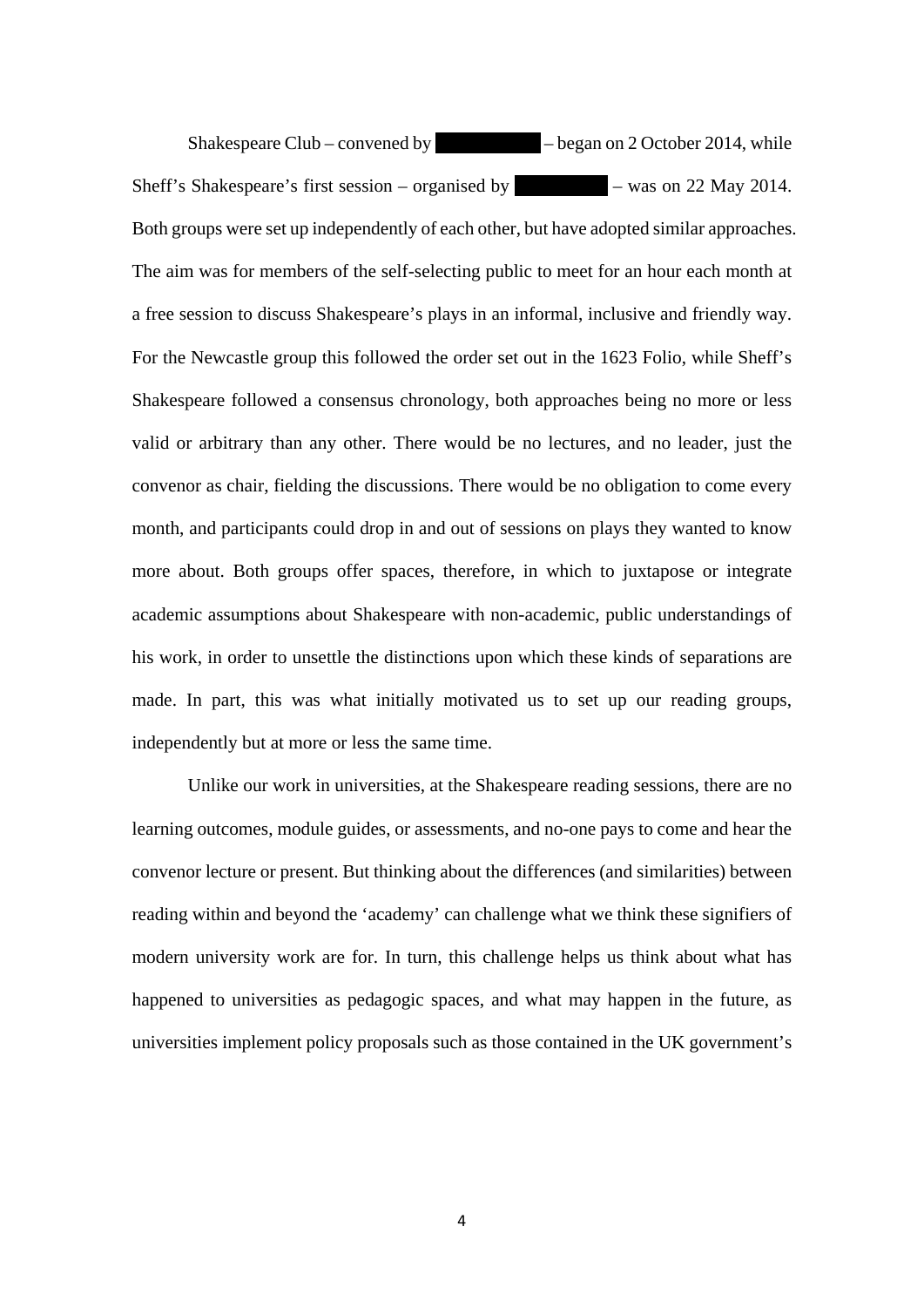Shakespeare Club – convened by ██████████ – began on 2 October 2014, while Sheff's Shakespeare's first session – organised by █████████ – was on 22 May 2014. Both groups were set up independently of each other, but have adopted similar approaches. The aim was for members of the self-selecting public to meet for an hour each month at a free session to discuss Shakespeare's plays in an informal, inclusive and friendly way. For the Newcastle group this followed the order set out in the 1623 Folio, while Sheff's Shakespeare followed a consensus chronology, both approaches being no more or less valid or arbitrary than any other. There would be no lectures, and no leader, just the convenor as chair, fielding the discussions. There would be no obligation to come every month, and participants could drop in and out of sessions on plays they wanted to know more about. Both groups offer spaces, therefore, in which to juxtapose or integrate academic assumptions about Shakespeare with non-academic, public understandings of his work, in order to unsettle the distinctions upon which these kinds of separations are made. In part, this was what initially motivated us to set up our reading groups, independently but at more or less the same time.

Unlike our work in universities, at the Shakespeare reading sessions, there are no learning outcomes, module guides, or assessments, and no-one pays to come and hear the convenor lecture or present. But thinking about the differences (and similarities) between reading within and beyond the 'academy' can challenge what we think these signifiers of modern university work are for. In turn, this challenge helps us think about what has happened to universities as pedagogic spaces, and what may happen in the future, as universities implement policy proposals such as those contained in the UK government's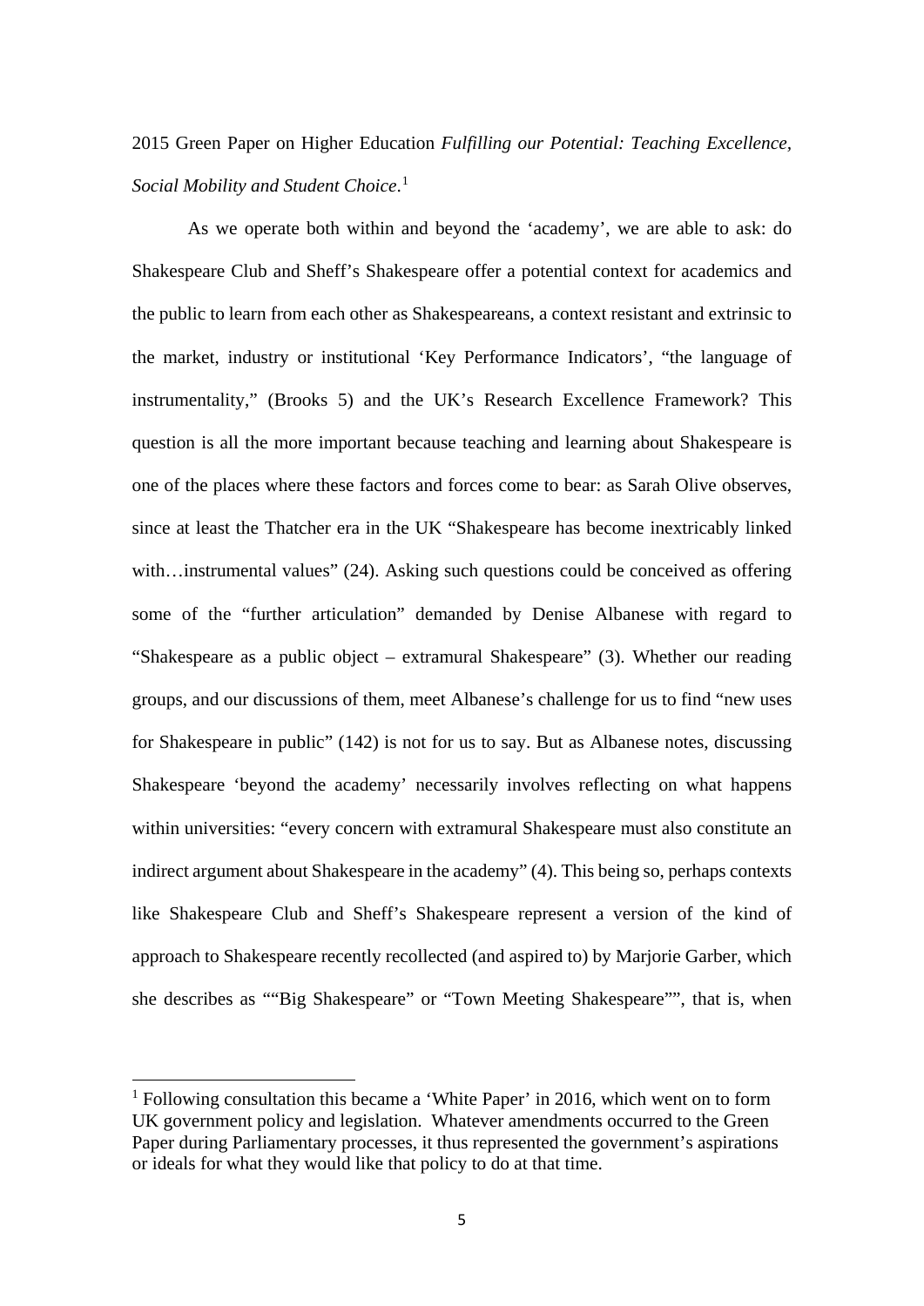2015 Green Paper on Higher Education *Fulfilling our Potential: Teaching Excellence, Social Mobility and Student Choice*.[1]

As we operate both within and beyond the 'academy', we are able to ask: do Shakespeare Club and Sheff's Shakespeare offer a potential context for academics and the public to learn from each other as Shakespeareans, a context resistant and extrinsic to the market, industry or institutional 'Key Performance Indicators', "the language of instrumentality," (Brooks 5) and the UK's Research Excellence Framework? This question is all the more important because teaching and learning about Shakespeare is one of the places where these factors and forces come to bear: as Sarah Olive observes, since at least the Thatcher era in the UK "Shakespeare has become inextricably linked with…instrumental values" (24). Asking such questions could be conceived as offering some of the "further articulation" demanded by Denise Albanese with regard to "Shakespeare as a public object – extramural Shakespeare" (3). Whether our reading groups, and our discussions of them, meet Albanese's challenge for us to find "new uses for Shakespeare in public" (142) is not for us to say. But as Albanese notes, discussing Shakespeare 'beyond the academy' necessarily involves reflecting on what happens within universities: "every concern with extramural Shakespeare must also constitute an indirect argument about Shakespeare in the academy" (4). This being so, perhaps contexts like Shakespeare Club and Sheff's Shakespeare represent a version of the kind of approach to Shakespeare recently recollected (and aspired to) by Marjorie Garber, which she describes as ""Big Shakespeare" or "Town Meeting Shakespeare"", that is, when

[1] Following consultation this became a 'White Paper' in 2016, which went on to form UK government policy and legislation. Whatever amendments occurred to the Green Paper during Parliamentary processes, it thus represented the government's aspirations or ideals for what they would like that policy to do at that time.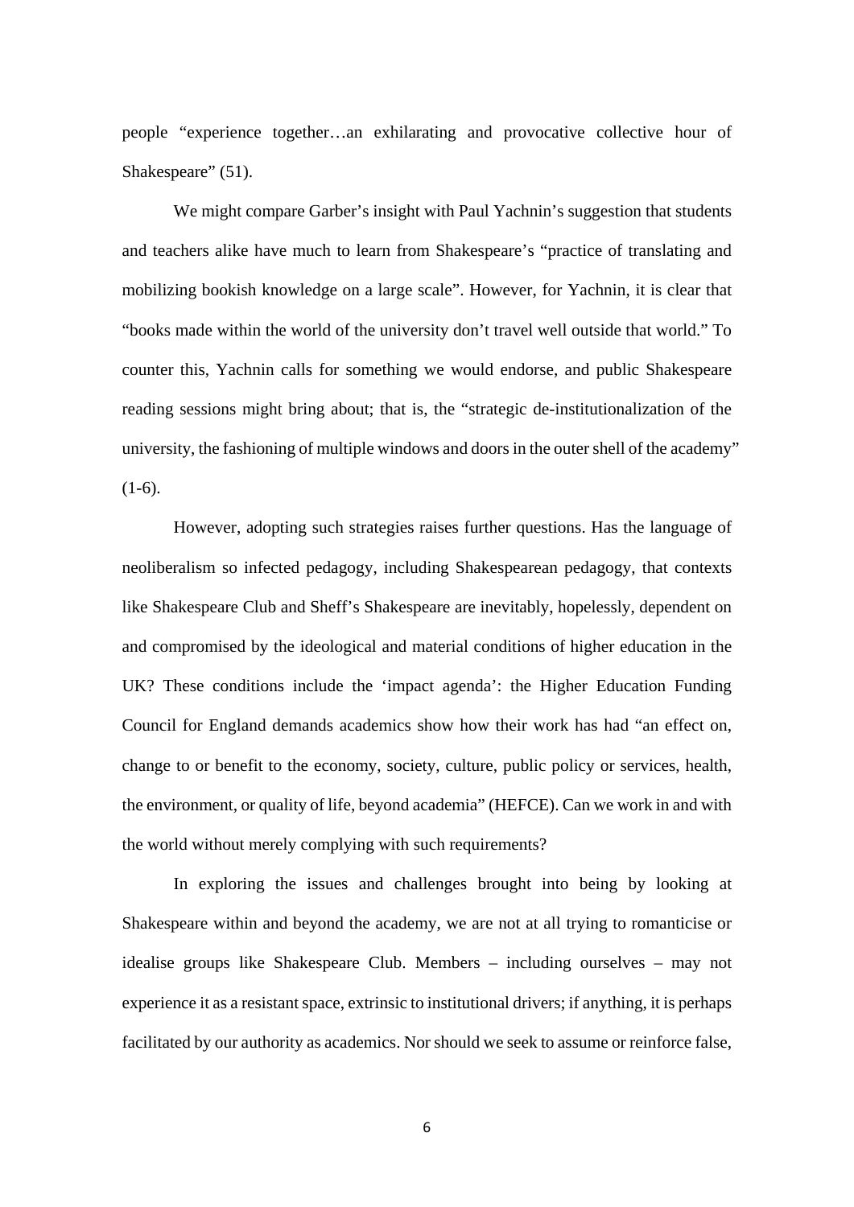people "experience together…an exhilarating and provocative collective hour of Shakespeare" (51).

We might compare Garber's insight with Paul Yachnin's suggestion that students and teachers alike have much to learn from Shakespeare's "practice of translating and mobilizing bookish knowledge on a large scale". However, for Yachnin, it is clear that "books made within the world of the university don't travel well outside that world." To counter this, Yachnin calls for something we would endorse, and public Shakespeare reading sessions might bring about; that is, the "strategic de-institutionalization of the university, the fashioning of multiple windows and doors in the outer shell of the academy" (1-6).

However, adopting such strategies raises further questions. Has the language of neoliberalism so infected pedagogy, including Shakespearean pedagogy, that contexts like Shakespeare Club and Sheff's Shakespeare are inevitably, hopelessly, dependent on and compromised by the ideological and material conditions of higher education in the UK? These conditions include the 'impact agenda': the Higher Education Funding Council for England demands academics show how their work has had "an effect on, change to or benefit to the economy, society, culture, public policy or services, health, the environment, or quality of life, beyond academia" (HEFCE). Can we work in and with the world without merely complying with such requirements?

In exploring the issues and challenges brought into being by looking at Shakespeare within and beyond the academy, we are not at all trying to romanticise or idealise groups like Shakespeare Club. Members – including ourselves – may not experience it as a resistant space, extrinsic to institutional drivers; if anything, it is perhaps facilitated by our authority as academics. Nor should we seek to assume or reinforce false,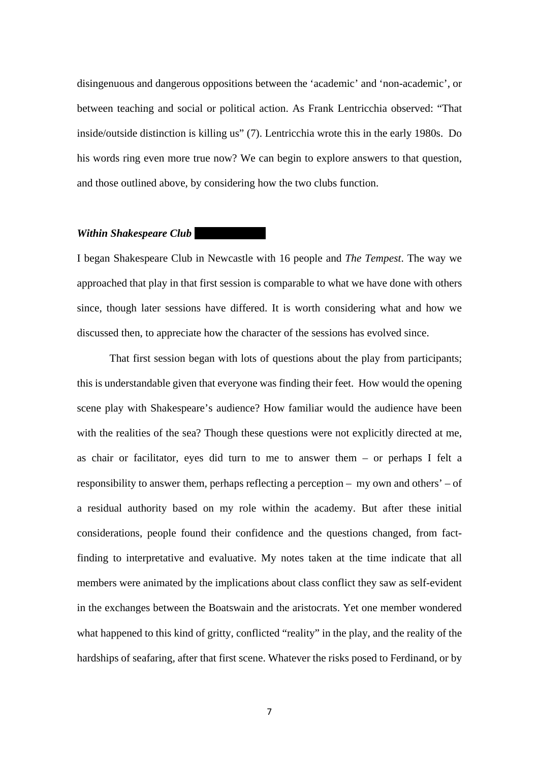disingenuous and dangerous oppositions between the 'academic' and 'non-academic', or between teaching and social or political action. As Frank Lentricchia observed: "That inside/outside distinction is killing us" (7). Lentricchia wrote this in the early 1980s. Do his words ring even more true now? We can begin to explore answers to that question, and those outlined above, by considering how the two clubs function.

### *Within Shakespeare Club*

I began Shakespeare Club in Newcastle with 16 people and *The Tempest*. The way we approached that play in that first session is comparable to what we have done with others since, though later sessions have differed. It is worth considering what and how we discussed then, to appreciate how the character of the sessions has evolved since.

That first session began with lots of questions about the play from participants; this is understandable given that everyone was finding their feet. How would the opening scene play with Shakespeare's audience? How familiar would the audience have been with the realities of the sea? Though these questions were not explicitly directed at me, as chair or facilitator, eyes did turn to me to answer them – or perhaps I felt a responsibility to answer them, perhaps reflecting a perception – my own and others' – of a residual authority based on my role within the academy. But after these initial considerations, people found their confidence and the questions changed, from fact-finding to interpretative and evaluative. My notes taken at the time indicate that all members were animated by the implications about class conflict they saw as self-evident in the exchanges between the Boatswain and the aristocrats. Yet one member wondered what happened to this kind of gritty, conflicted "reality" in the play, and the reality of the hardships of seafaring, after that first scene. Whatever the risks posed to Ferdinand, or by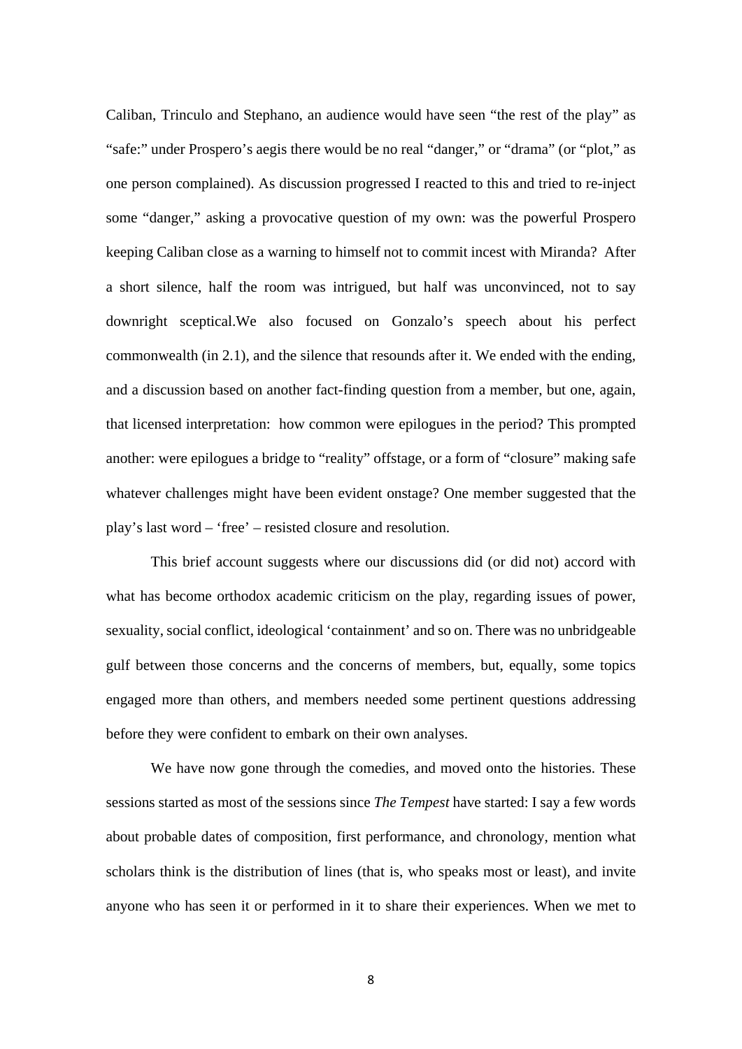Caliban, Trinculo and Stephano, an audience would have seen "the rest of the play" as "safe:" under Prospero's aegis there would be no real "danger," or "drama" (or "plot," as one person complained). As discussion progressed I reacted to this and tried to re-inject some "danger," asking a provocative question of my own: was the powerful Prospero keeping Caliban close as a warning to himself not to commit incest with Miranda? After a short silence, half the room was intrigued, but half was unconvinced, not to say downright sceptical.We also focused on Gonzalo's speech about his perfect commonwealth (in 2.1), and the silence that resounds after it. We ended with the ending, and a discussion based on another fact-finding question from a member, but one, again, that licensed interpretation: how common were epilogues in the period? This prompted another: were epilogues a bridge to "reality" offstage, or a form of "closure" making safe whatever challenges might have been evident onstage? One member suggested that the play's last word – 'free' – resisted closure and resolution.

This brief account suggests where our discussions did (or did not) accord with what has become orthodox academic criticism on the play, regarding issues of power, sexuality, social conflict, ideological 'containment' and so on. There was no unbridgeable gulf between those concerns and the concerns of members, but, equally, some topics engaged more than others, and members needed some pertinent questions addressing before they were confident to embark on their own analyses.

We have now gone through the comedies, and moved onto the histories. These sessions started as most of the sessions since *The Tempest* have started: I say a few words about probable dates of composition, first performance, and chronology, mention what scholars think is the distribution of lines (that is, who speaks most or least), and invite anyone who has seen it or performed in it to share their experiences. When we met to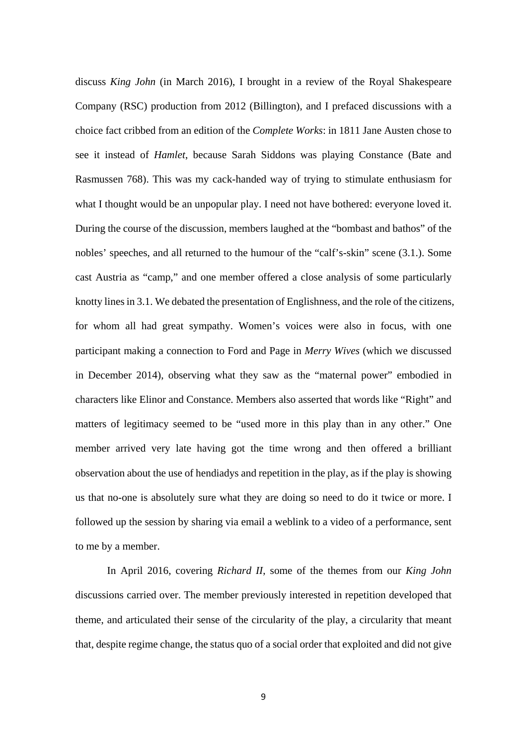discuss *King John* (in March 2016), I brought in a review of the Royal Shakespeare Company (RSC) production from 2012 (Billington), and I prefaced discussions with a choice fact cribbed from an edition of the *Complete Works*: in 1811 Jane Austen chose to see it instead of *Hamlet*, because Sarah Siddons was playing Constance (Bate and Rasmussen 768). This was my cack-handed way of trying to stimulate enthusiasm for what I thought would be an unpopular play. I need not have bothered: everyone loved it. During the course of the discussion, members laughed at the "bombast and bathos" of the nobles' speeches, and all returned to the humour of the "calf's-skin" scene (3.1.). Some cast Austria as "camp," and one member offered a close analysis of some particularly knotty lines in 3.1. We debated the presentation of Englishness, and the role of the citizens, for whom all had great sympathy. Women's voices were also in focus, with one participant making a connection to Ford and Page in *Merry Wives* (which we discussed in December 2014), observing what they saw as the "maternal power" embodied in characters like Elinor and Constance. Members also asserted that words like "Right" and matters of legitimacy seemed to be "used more in this play than in any other." One member arrived very late having got the time wrong and then offered a brilliant observation about the use of hendiadys and repetition in the play, as if the play is showing us that no-one is absolutely sure what they are doing so need to do it twice or more. I followed up the session by sharing via email a weblink to a video of a performance, sent to me by a member.

In April 2016, covering *Richard II*, some of the themes from our *King John* discussions carried over. The member previously interested in repetition developed that theme, and articulated their sense of the circularity of the play, a circularity that meant that, despite regime change, the status quo of a social order that exploited and did not give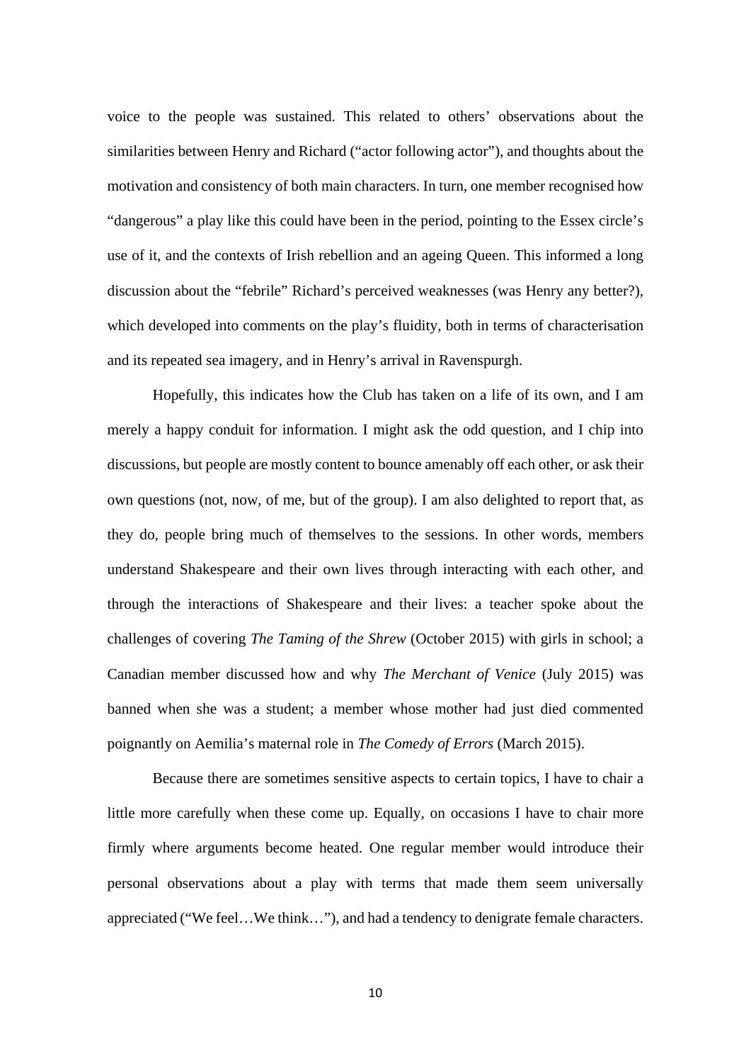voice to the people was sustained. This related to others' observations about the similarities between Henry and Richard ("actor following actor"), and thoughts about the motivation and consistency of both main characters. In turn, one member recognised how "dangerous" a play like this could have been in the period, pointing to the Essex circle's use of it, and the contexts of Irish rebellion and an ageing Queen. This informed a long discussion about the "febrile" Richard's perceived weaknesses (was Henry any better?), which developed into comments on the play's fluidity, both in terms of characterisation and its repeated sea imagery, and in Henry's arrival in Ravenspurgh.

Hopefully, this indicates how the Club has taken on a life of its own, and I am merely a happy conduit for information. I might ask the odd question, and I chip into discussions, but people are mostly content to bounce amenably off each other, or ask their own questions (not, now, of me, but of the group). I am also delighted to report that, as they do, people bring much of themselves to the sessions. In other words, members understand Shakespeare and their own lives through interacting with each other, and through the interactions of Shakespeare and their lives: a teacher spoke about the challenges of covering *The Taming of the Shrew* (October 2015) with girls in school; a Canadian member discussed how and why *The Merchant of Venice* (July 2015) was banned when she was a student; a member whose mother had just died commented poignantly on Aemilia's maternal role in *The Comedy of Errors* (March 2015).

Because there are sometimes sensitive aspects to certain topics, I have to chair a little more carefully when these come up. Equally, on occasions I have to chair more firmly where arguments become heated. One regular member would introduce their personal observations about a play with terms that made them seem universally appreciated ("We feel…We think…"), and had a tendency to denigrate female characters.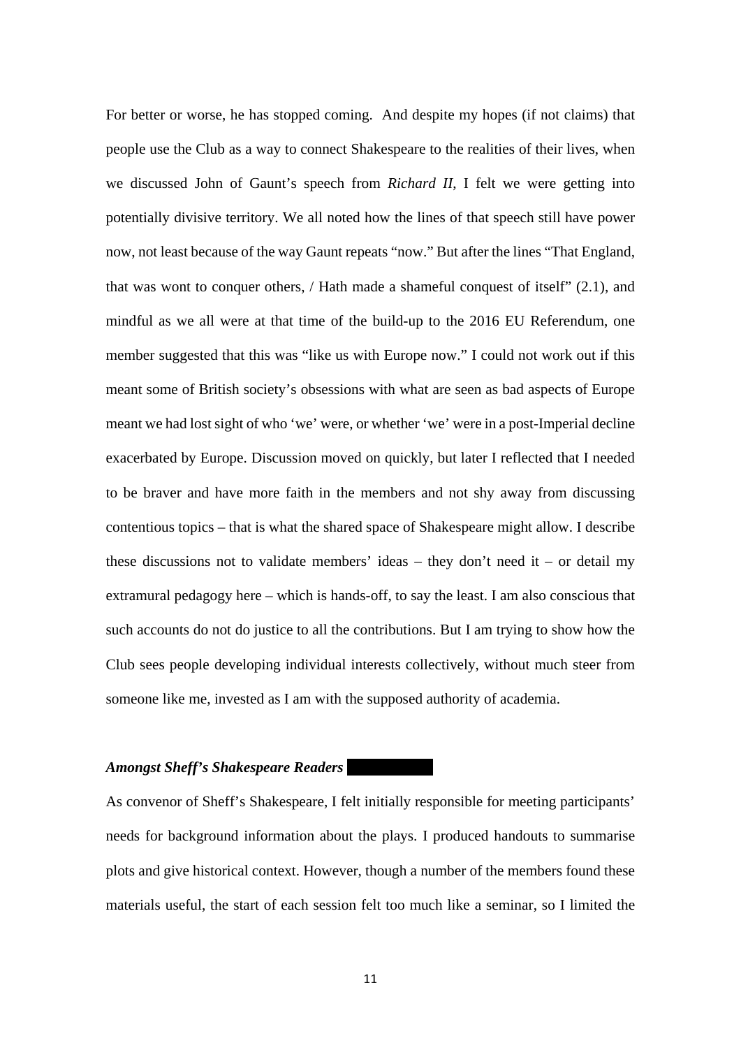For better or worse, he has stopped coming. And despite my hopes (if not claims) that people use the Club as a way to connect Shakespeare to the realities of their lives, when we discussed John of Gaunt's speech from *Richard II*, I felt we were getting into potentially divisive territory. We all noted how the lines of that speech still have power now, not least because of the way Gaunt repeats "now." But after the lines "That England, that was wont to conquer others, / Hath made a shameful conquest of itself" (2.1), and mindful as we all were at that time of the build-up to the 2016 EU Referendum, one member suggested that this was "like us with Europe now." I could not work out if this meant some of British society's obsessions with what are seen as bad aspects of Europe meant we had lost sight of who 'we' were, or whether 'we' were in a post-Imperial decline exacerbated by Europe. Discussion moved on quickly, but later I reflected that I needed to be braver and have more faith in the members and not shy away from discussing contentious topics – that is what the shared space of Shakespeare might allow. I describe these discussions not to validate members' ideas – they don't need it – or detail my extramural pedagogy here – which is hands-off, to say the least. I am also conscious that such accounts do not do justice to all the contributions. But I am trying to show how the Club sees people developing individual interests collectively, without much steer from someone like me, invested as I am with the supposed authority of academia.

### *Amongst Sheff's Shakespeare Readers*

As convenor of Sheff's Shakespeare, I felt initially responsible for meeting participants' needs for background information about the plays. I produced handouts to summarise plots and give historical context. However, though a number of the members found these materials useful, the start of each session felt too much like a seminar, so I limited the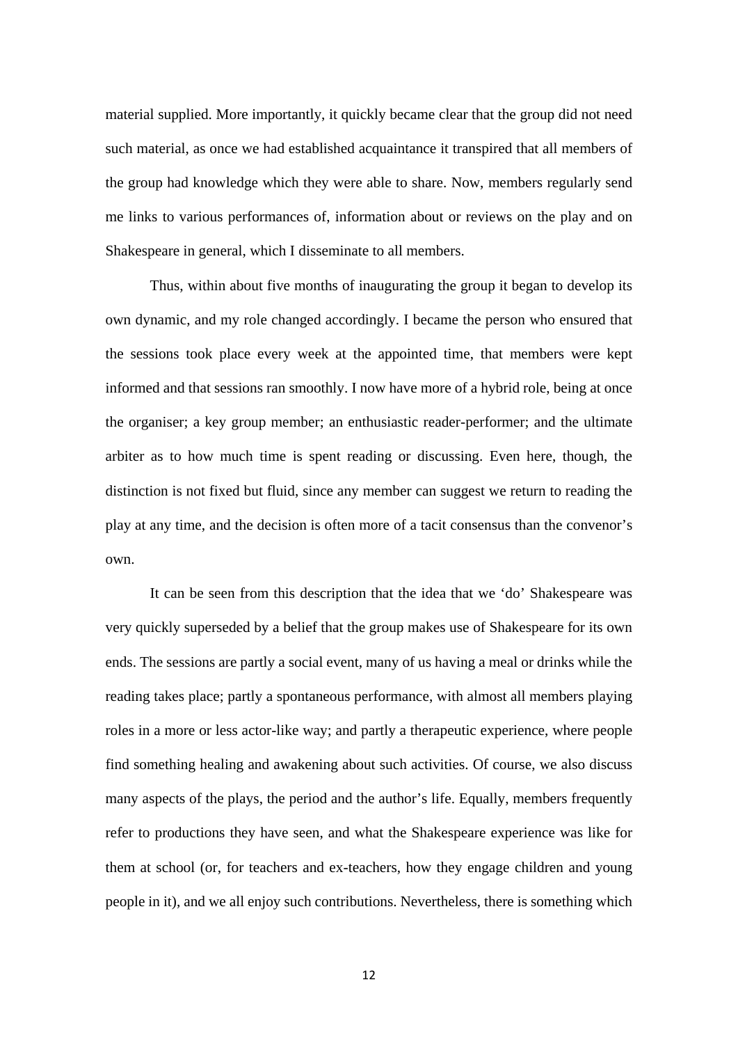material supplied. More importantly, it quickly became clear that the group did not need such material, as once we had established acquaintance it transpired that all members of the group had knowledge which they were able to share. Now, members regularly send me links to various performances of, information about or reviews on the play and on Shakespeare in general, which I disseminate to all members.

Thus, within about five months of inaugurating the group it began to develop its own dynamic, and my role changed accordingly. I became the person who ensured that the sessions took place every week at the appointed time, that members were kept informed and that sessions ran smoothly. I now have more of a hybrid role, being at once the organiser; a key group member; an enthusiastic reader-performer; and the ultimate arbiter as to how much time is spent reading or discussing. Even here, though, the distinction is not fixed but fluid, since any member can suggest we return to reading the play at any time, and the decision is often more of a tacit consensus than the convenor's own.

It can be seen from this description that the idea that we 'do' Shakespeare was very quickly superseded by a belief that the group makes use of Shakespeare for its own ends. The sessions are partly a social event, many of us having a meal or drinks while the reading takes place; partly a spontaneous performance, with almost all members playing roles in a more or less actor-like way; and partly a therapeutic experience, where people find something healing and awakening about such activities. Of course, we also discuss many aspects of the plays, the period and the author's life. Equally, members frequently refer to productions they have seen, and what the Shakespeare experience was like for them at school (or, for teachers and ex-teachers, how they engage children and young people in it), and we all enjoy such contributions. Nevertheless, there is something which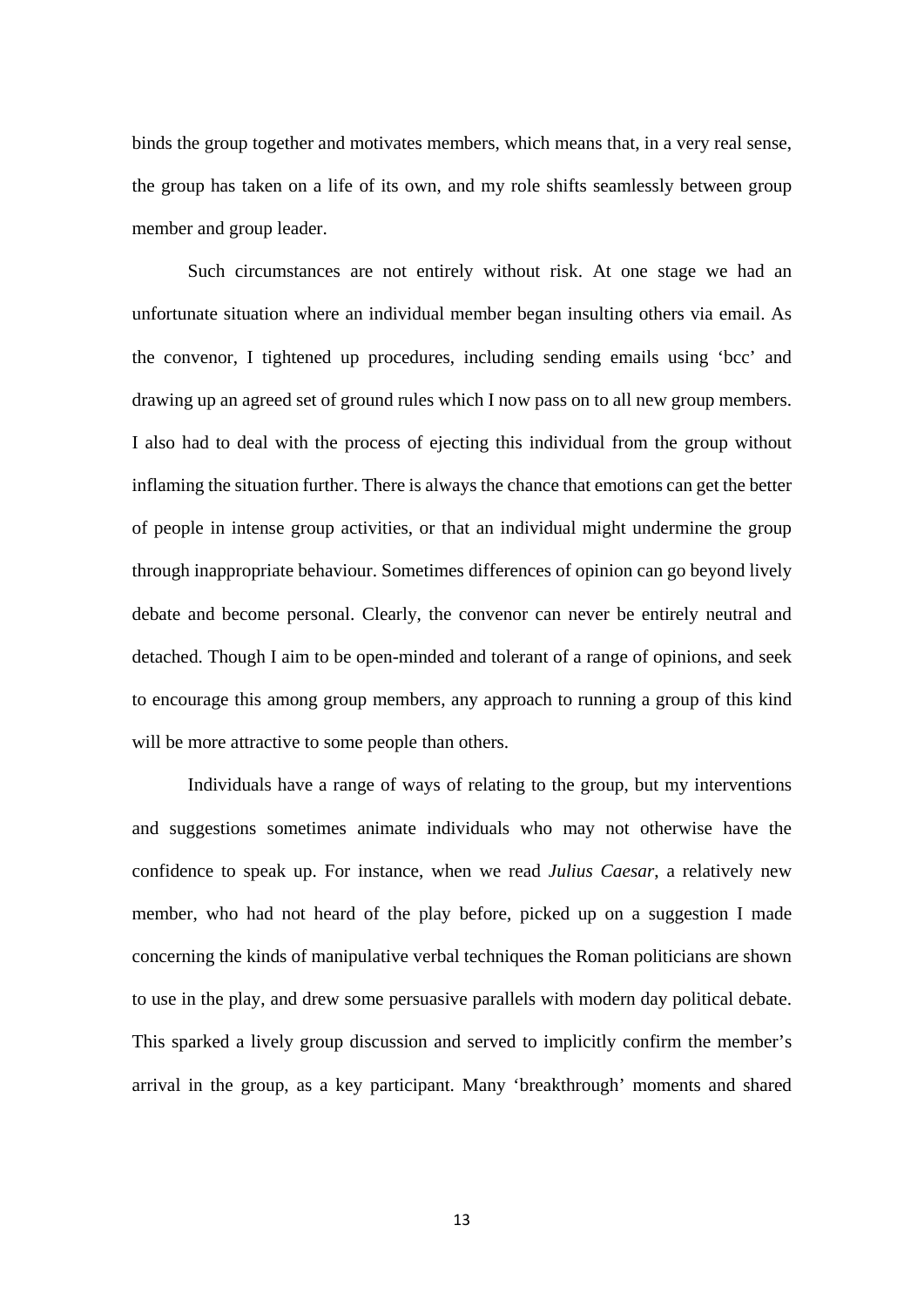binds the group together and motivates members, which means that, in a very real sense, the group has taken on a life of its own, and my role shifts seamlessly between group member and group leader.

Such circumstances are not entirely without risk. At one stage we had an unfortunate situation where an individual member began insulting others via email. As the convenor, I tightened up procedures, including sending emails using 'bcc' and drawing up an agreed set of ground rules which I now pass on to all new group members. I also had to deal with the process of ejecting this individual from the group without inflaming the situation further. There is always the chance that emotions can get the better of people in intense group activities, or that an individual might undermine the group through inappropriate behaviour. Sometimes differences of opinion can go beyond lively debate and become personal. Clearly, the convenor can never be entirely neutral and detached. Though I aim to be open-minded and tolerant of a range of opinions, and seek to encourage this among group members, any approach to running a group of this kind will be more attractive to some people than others.

Individuals have a range of ways of relating to the group, but my interventions and suggestions sometimes animate individuals who may not otherwise have the confidence to speak up. For instance, when we read *Julius Caesar*, a relatively new member, who had not heard of the play before, picked up on a suggestion I made concerning the kinds of manipulative verbal techniques the Roman politicians are shown to use in the play, and drew some persuasive parallels with modern day political debate. This sparked a lively group discussion and served to implicitly confirm the member's arrival in the group, as a key participant. Many 'breakthrough' moments and shared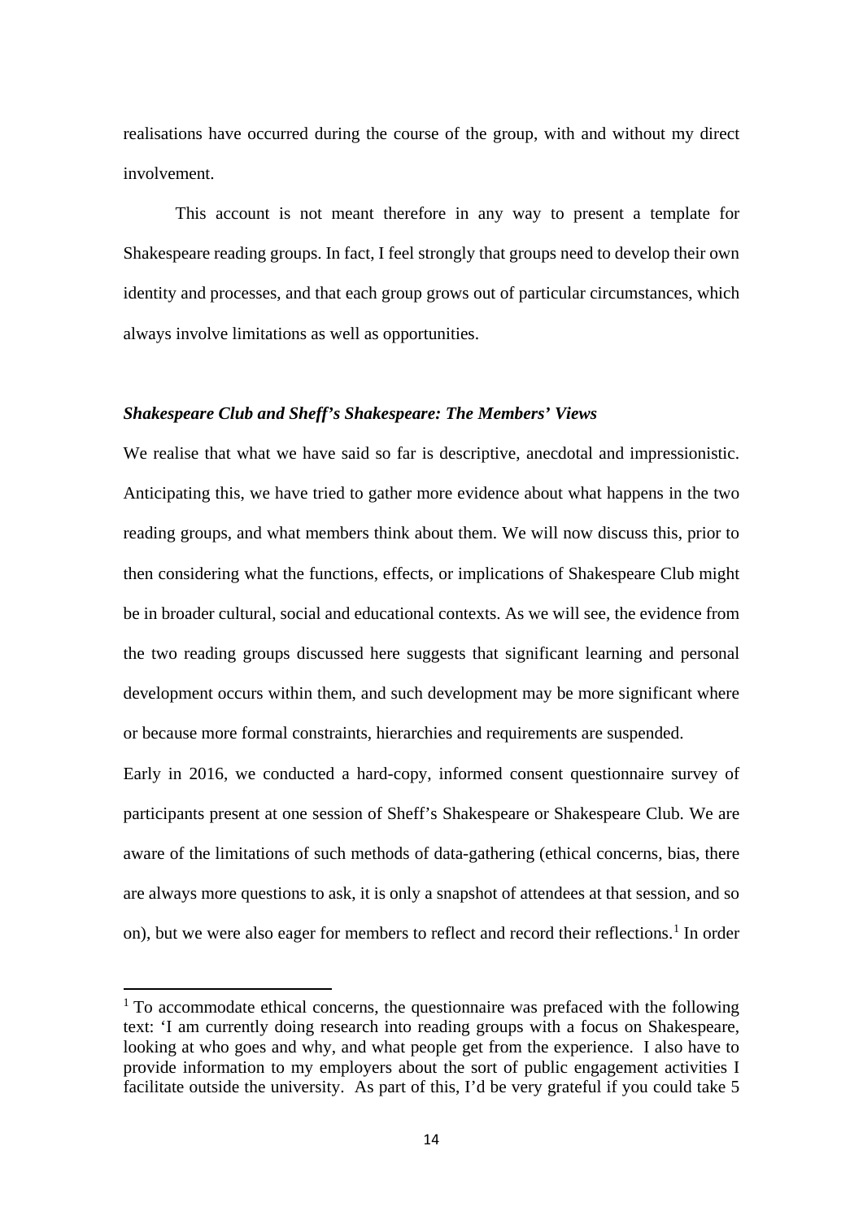realisations have occurred during the course of the group, with and without my direct involvement.

This account is not meant therefore in any way to present a template for Shakespeare reading groups. In fact, I feel strongly that groups need to develop their own identity and processes, and that each group grows out of particular circumstances, which always involve limitations as well as opportunities.

### *Shakespeare Club and Sheff's Shakespeare: The Members' Views*

We realise that what we have said so far is descriptive, anecdotal and impressionistic. Anticipating this, we have tried to gather more evidence about what happens in the two reading groups, and what members think about them. We will now discuss this, prior to then considering what the functions, effects, or implications of Shakespeare Club might be in broader cultural, social and educational contexts. As we will see, the evidence from the two reading groups discussed here suggests that significant learning and personal development occurs within them, and such development may be more significant where or because more formal constraints, hierarchies and requirements are suspended.

Early in 2016, we conducted a hard-copy, informed consent questionnaire survey of participants present at one session of Sheff's Shakespeare or Shakespeare Club. We are aware of the limitations of such methods of data-gathering (ethical concerns, bias, there are always more questions to ask, it is only a snapshot of attendees at that session, and so on), but we were also eager for members to reflect and record their reflections.[1] In order

[1] To accommodate ethical concerns, the questionnaire was prefaced with the following text: 'I am currently doing research into reading groups with a focus on Shakespeare, looking at who goes and why, and what people get from the experience. I also have to provide information to my employers about the sort of public engagement activities I facilitate outside the university. As part of this, I'd be very grateful if you could take 5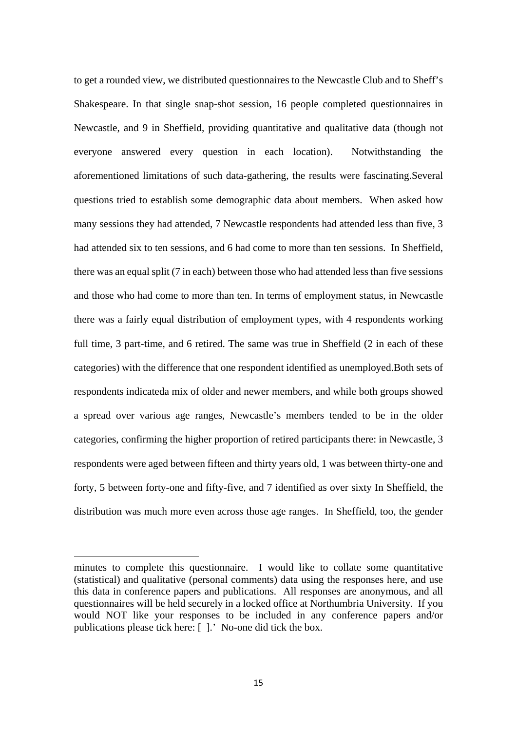to get a rounded view, we distributed questionnaires to the Newcastle Club and to Sheff's Shakespeare. In that single snap-shot session, 16 people completed questionnaires in Newcastle, and 9 in Sheffield, providing quantitative and qualitative data (though not everyone answered every question in each location). Notwithstanding the aforementioned limitations of such data-gathering, the results were fascinating.Several questions tried to establish some demographic data about members. When asked how many sessions they had attended, 7 Newcastle respondents had attended less than five, 3 had attended six to ten sessions, and 6 had come to more than ten sessions. In Sheffield, there was an equal split (7 in each) between those who had attended less than five sessions and those who had come to more than ten. In terms of employment status, in Newcastle there was a fairly equal distribution of employment types, with 4 respondents working full time, 3 part-time, and 6 retired. The same was true in Sheffield (2 in each of these categories) with the difference that one respondent identified as unemployed.Both sets of respondents indicateda mix of older and newer members, and while both groups showed a spread over various age ranges, Newcastle's members tended to be in the older categories, confirming the higher proportion of retired participants there: in Newcastle, 3 respondents were aged between fifteen and thirty years old, 1 was between thirty-one and forty, 5 between forty-one and fifty-five, and 7 identified as over sixty In Sheffield, the distribution was much more even across those age ranges. In Sheffield, too, the gender

---

minutes to complete this questionnaire. I would like to collate some quantitative (statistical) and qualitative (personal comments) data using the responses here, and use this data in conference papers and publications. All responses are anonymous, and all questionnaires will be held securely in a locked office at Northumbria University. If you would NOT like your responses to be included in any conference papers and/or publications please tick here: [ ].' No-one did tick the box.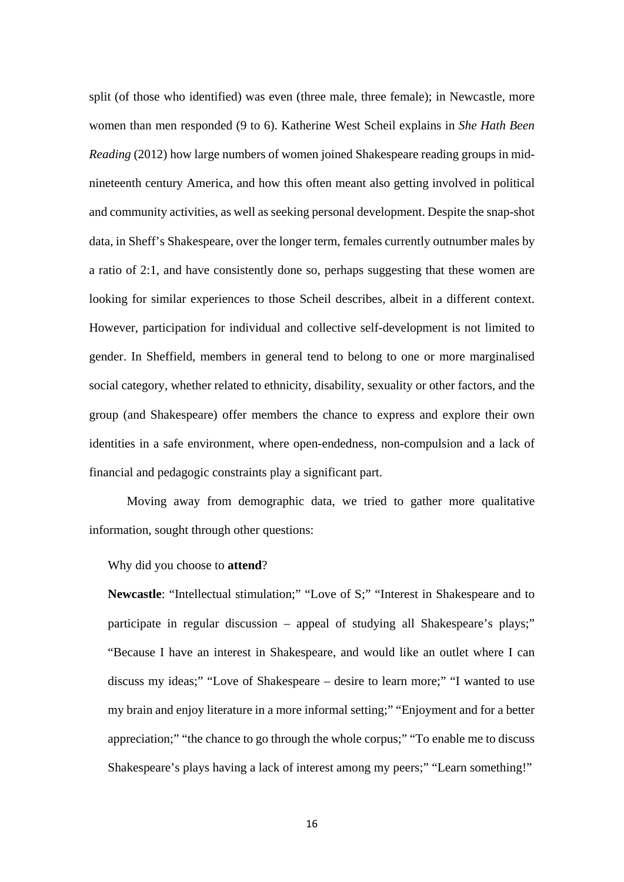split (of those who identified) was even (three male, three female); in Newcastle, more women than men responded (9 to 6). Katherine West Scheil explains in *She Hath Been Reading* (2012) how large numbers of women joined Shakespeare reading groups in mid-nineteenth century America, and how this often meant also getting involved in political and community activities, as well as seeking personal development. Despite the snap-shot data, in Sheff's Shakespeare, over the longer term, females currently outnumber males by a ratio of 2:1, and have consistently done so, perhaps suggesting that these women are looking for similar experiences to those Scheil describes, albeit in a different context. However, participation for individual and collective self-development is not limited to gender. In Sheffield, members in general tend to belong to one or more marginalised social category, whether related to ethnicity, disability, sexuality or other factors, and the group (and Shakespeare) offer members the chance to express and explore their own identities in a safe environment, where open-endedness, non-compulsion and a lack of financial and pedagogic constraints play a significant part.

Moving away from demographic data, we tried to gather more qualitative information, sought through other questions:

> Why did you choose to **attend**?
>
> **Newcastle**: "Intellectual stimulation;" "Love of S;" "Interest in Shakespeare and to participate in regular discussion – appeal of studying all Shakespeare's plays;" "Because I have an interest in Shakespeare, and would like an outlet where I can discuss my ideas;" "Love of Shakespeare – desire to learn more;" "I wanted to use my brain and enjoy literature in a more informal setting;" "Enjoyment and for a better appreciation;" "the chance to go through the whole corpus;" "To enable me to discuss Shakespeare's plays having a lack of interest among my peers;" "Learn something!"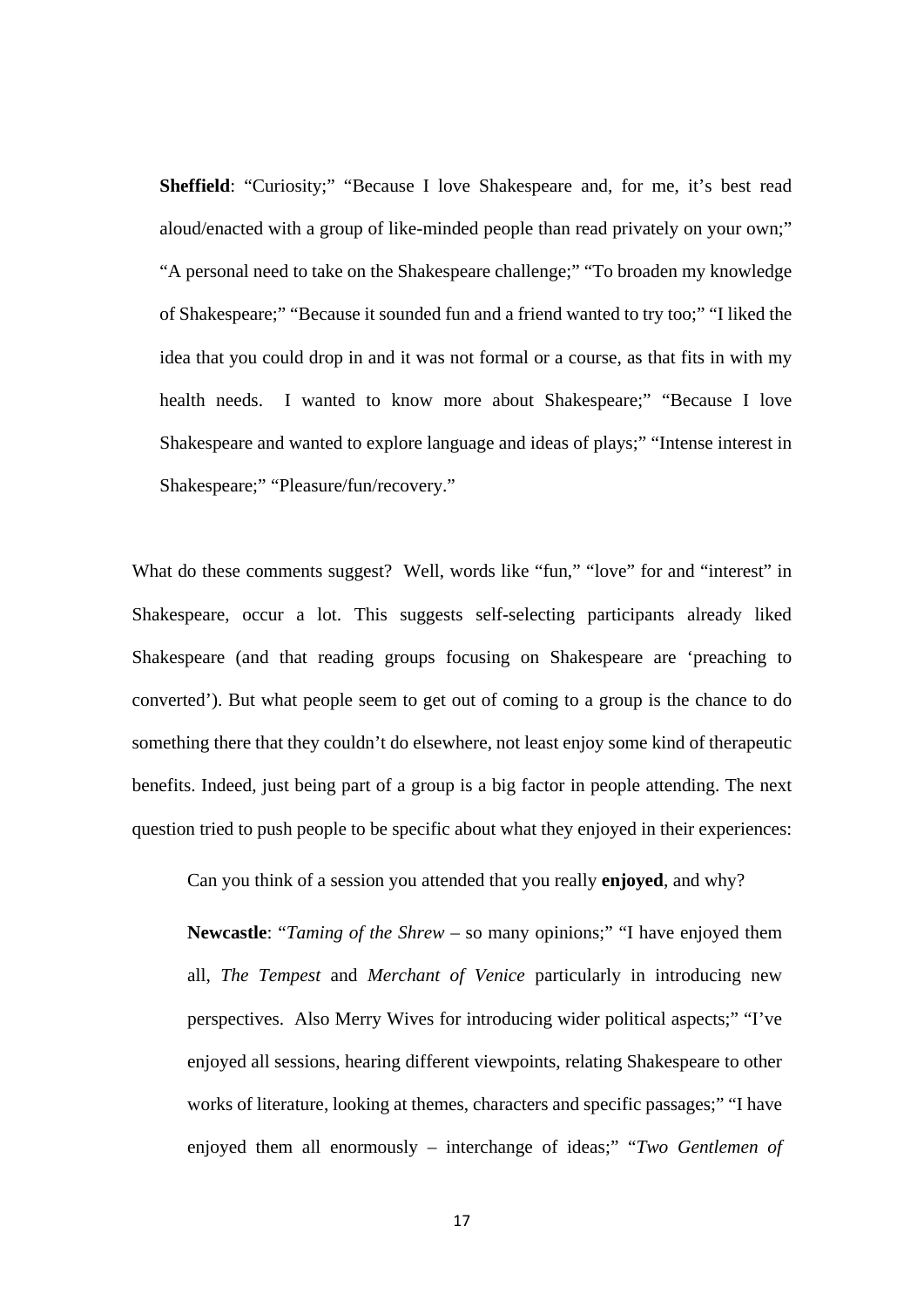> **Sheffield**: "Curiosity;" "Because I love Shakespeare and, for me, it's best read aloud/enacted with a group of like-minded people than read privately on your own;" "A personal need to take on the Shakespeare challenge;" "To broaden my knowledge of Shakespeare;" "Because it sounded fun and a friend wanted to try too;" "I liked the idea that you could drop in and it was not formal or a course, as that fits in with my health needs. I wanted to know more about Shakespeare;" "Because I love Shakespeare and wanted to explore language and ideas of plays;" "Intense interest in Shakespeare;" "Pleasure/fun/recovery."

What do these comments suggest? Well, words like "fun," "love" for and "interest" in Shakespeare, occur a lot. This suggests self-selecting participants already liked Shakespeare (and that reading groups focusing on Shakespeare are 'preaching to converted'). But what people seem to get out of coming to a group is the chance to do something there that they couldn't do elsewhere, not least enjoy some kind of therapeutic benefits. Indeed, just being part of a group is a big factor in people attending. The next question tried to push people to be specific about what they enjoyed in their experiences:

> Can you think of a session you attended that you really **enjoyed**, and why?
>
> **Newcastle**: "*Taming of the Shrew* – so many opinions;" "I have enjoyed them all, *The Tempest* and *Merchant of Venice* particularly in introducing new perspectives. Also Merry Wives for introducing wider political aspects;" "I've enjoyed all sessions, hearing different viewpoints, relating Shakespeare to other works of literature, looking at themes, characters and specific passages;" "I have enjoyed them all enormously – interchange of ideas;" "*Two Gentlemen of*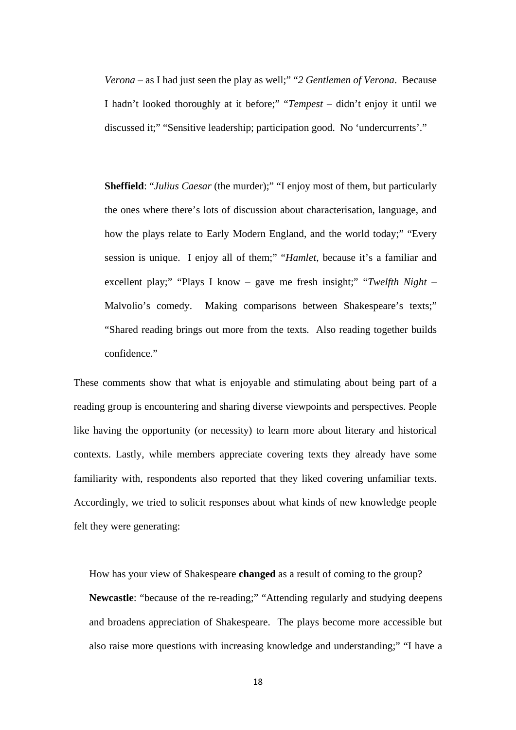> *Verona* – as I had just seen the play as well;" "*2 Gentlemen of Verona*. Because I hadn't looked thoroughly at it before;" "*Tempest* – didn't enjoy it until we discussed it;" "Sensitive leadership; participation good. No 'undercurrents'."
>
> **Sheffield**: "*Julius Caesar* (the murder);" "I enjoy most of them, but particularly the ones where there's lots of discussion about characterisation, language, and how the plays relate to Early Modern England, and the world today;" "Every session is unique. I enjoy all of them;" "*Hamlet*, because it's a familiar and excellent play;" "Plays I know – gave me fresh insight;" "*Twelfth Night* – Malvolio's comedy. Making comparisons between Shakespeare's texts;" "Shared reading brings out more from the texts. Also reading together builds confidence."

These comments show that what is enjoyable and stimulating about being part of a reading group is encountering and sharing diverse viewpoints and perspectives. People like having the opportunity (or necessity) to learn more about literary and historical contexts. Lastly, while members appreciate covering texts they already have some familiarity with, respondents also reported that they liked covering unfamiliar texts. Accordingly, we tried to solicit responses about what kinds of new knowledge people felt they were generating:

> How has your view of Shakespeare **changed** as a result of coming to the group?
>
> **Newcastle**: "because of the re-reading;" "Attending regularly and studying deepens and broadens appreciation of Shakespeare. The plays become more accessible but also raise more questions with increasing knowledge and understanding;" "I have a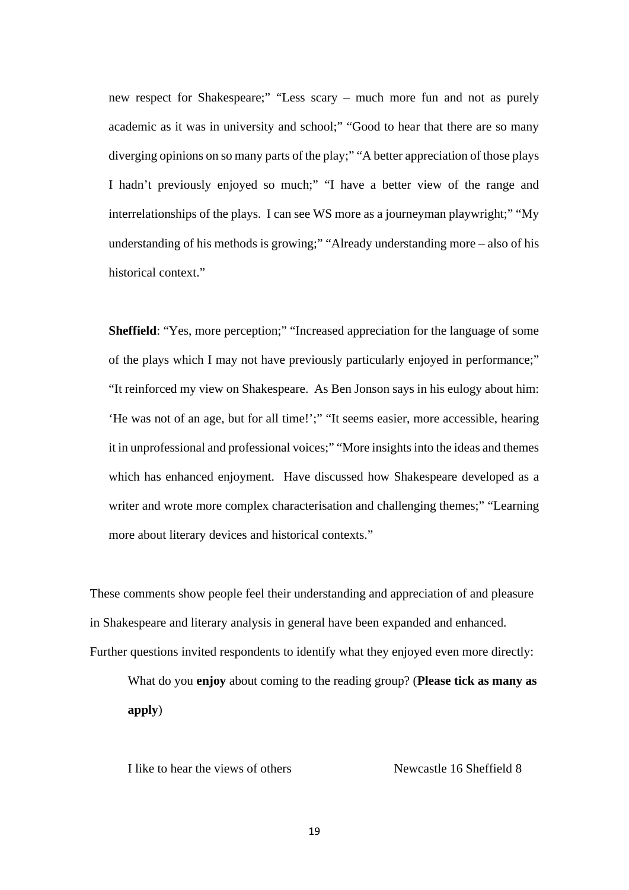new respect for Shakespeare;" "Less scary – much more fun and not as purely academic as it was in university and school;" "Good to hear that there are so many diverging opinions on so many parts of the play;" "A better appreciation of those plays I hadn't previously enjoyed so much;" "I have a better view of the range and interrelationships of the plays. I can see WS more as a journeyman playwright;" "My understanding of his methods is growing;" "Already understanding more – also of his historical context."

**Sheffield**: "Yes, more perception;" "Increased appreciation for the language of some of the plays which I may not have previously particularly enjoyed in performance;" "It reinforced my view on Shakespeare. As Ben Jonson says in his eulogy about him: 'He was not of an age, but for all time!';" "It seems easier, more accessible, hearing it in unprofessional and professional voices;" "More insights into the ideas and themes which has enhanced enjoyment. Have discussed how Shakespeare developed as a writer and wrote more complex characterisation and challenging themes;" "Learning more about literary devices and historical contexts."

These comments show people feel their understanding and appreciation of and pleasure in Shakespeare and literary analysis in general have been expanded and enhanced. Further questions invited respondents to identify what they enjoyed even more directly:

> What do you **enjoy** about coming to the reading group? (**Please tick as many as apply**)

I like to hear the views of others Newcastle 16 Sheffield 8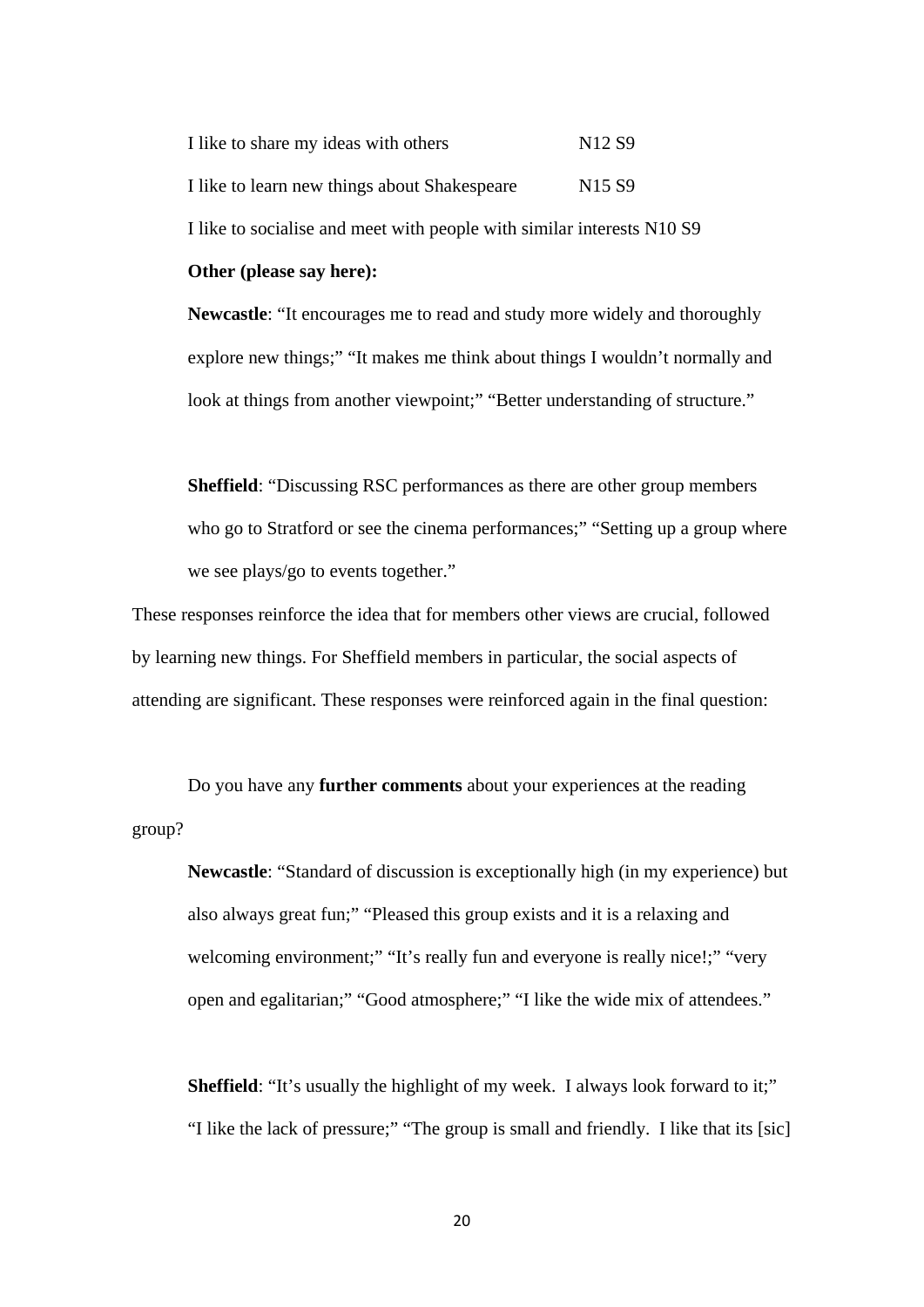I like to share my ideas with others N12 S9

I like to learn new things about Shakespeare N15 S9

I like to socialise and meet with people with similar interests N10 S9

**Other (please say here):**

**Newcastle**: "It encourages me to read and study more widely and thoroughly explore new things;" "It makes me think about things I wouldn't normally and look at things from another viewpoint;" "Better understanding of structure."

**Sheffield**: "Discussing RSC performances as there are other group members who go to Stratford or see the cinema performances;" "Setting up a group where we see plays/go to events together."

These responses reinforce the idea that for members other views are crucial, followed by learning new things. For Sheffield members in particular, the social aspects of attending are significant. These responses were reinforced again in the final question:

Do you have any **further comments** about your experiences at the reading group?

**Newcastle**: "Standard of discussion is exceptionally high (in my experience) but also always great fun;" "Pleased this group exists and it is a relaxing and welcoming environment;" "It's really fun and everyone is really nice!;" "very open and egalitarian;" "Good atmosphere;" "I like the wide mix of attendees."

**Sheffield**: "It's usually the highlight of my week. I always look forward to it;" "I like the lack of pressure;" "The group is small and friendly. I like that its [sic]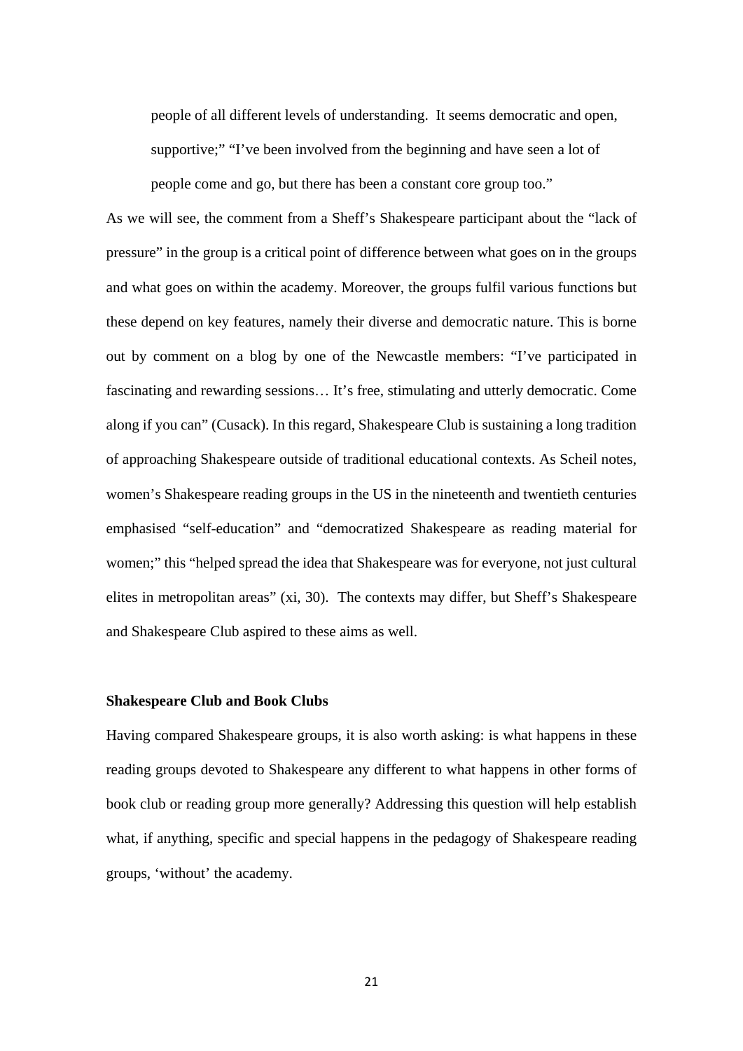> people of all different levels of understanding. It seems democratic and open, supportive;" "I've been involved from the beginning and have seen a lot of people come and go, but there has been a constant core group too."

As we will see, the comment from a Sheff's Shakespeare participant about the "lack of pressure" in the group is a critical point of difference between what goes on in the groups and what goes on within the academy. Moreover, the groups fulfil various functions but these depend on key features, namely their diverse and democratic nature. This is borne out by comment on a blog by one of the Newcastle members: "I've participated in fascinating and rewarding sessions… It's free, stimulating and utterly democratic. Come along if you can" (Cusack). In this regard, Shakespeare Club is sustaining a long tradition of approaching Shakespeare outside of traditional educational contexts. As Scheil notes, women's Shakespeare reading groups in the US in the nineteenth and twentieth centuries emphasised "self-education" and "democratized Shakespeare as reading material for women;" this "helped spread the idea that Shakespeare was for everyone, not just cultural elites in metropolitan areas" (xi, 30). The contexts may differ, but Sheff's Shakespeare and Shakespeare Club aspired to these aims as well.

**Shakespeare Club and Book Clubs**

Having compared Shakespeare groups, it is also worth asking: is what happens in these reading groups devoted to Shakespeare any different to what happens in other forms of book club or reading group more generally? Addressing this question will help establish what, if anything, specific and special happens in the pedagogy of Shakespeare reading groups, 'without' the academy.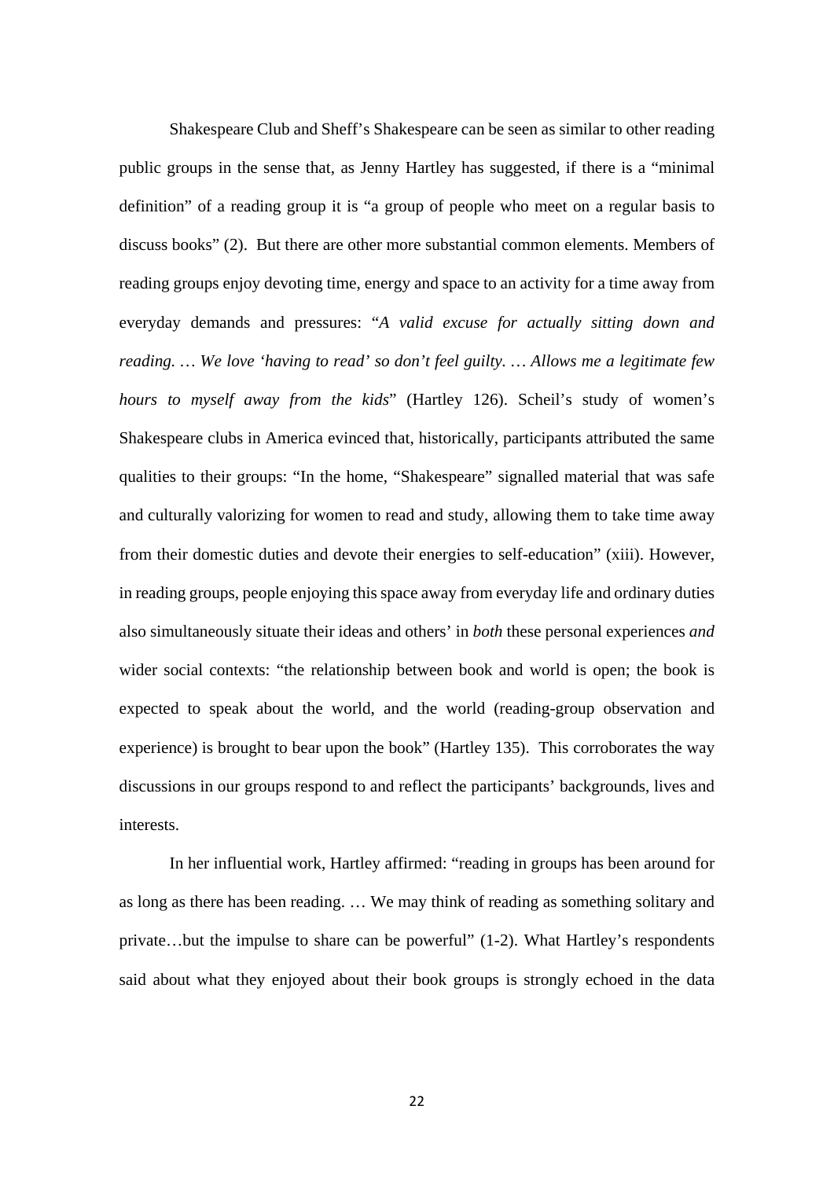Shakespeare Club and Sheff's Shakespeare can be seen as similar to other reading public groups in the sense that, as Jenny Hartley has suggested, if there is a "minimal definition" of a reading group it is "a group of people who meet on a regular basis to discuss books" (2). But there are other more substantial common elements. Members of reading groups enjoy devoting time, energy and space to an activity for a time away from everyday demands and pressures: "*A valid excuse for actually sitting down and reading. … We love 'having to read' so don't feel guilty. … Allows me a legitimate few hours to myself away from the kids*" (Hartley 126). Scheil's study of women's Shakespeare clubs in America evinced that, historically, participants attributed the same qualities to their groups: "In the home, "Shakespeare" signalled material that was safe and culturally valorizing for women to read and study, allowing them to take time away from their domestic duties and devote their energies to self-education" (xiii). However, in reading groups, people enjoying this space away from everyday life and ordinary duties also simultaneously situate their ideas and others' in *both* these personal experiences *and* wider social contexts: "the relationship between book and world is open; the book is expected to speak about the world, and the world (reading-group observation and experience) is brought to bear upon the book" (Hartley 135). This corroborates the way discussions in our groups respond to and reflect the participants' backgrounds, lives and interests.

In her influential work, Hartley affirmed: "reading in groups has been around for as long as there has been reading. … We may think of reading as something solitary and private…but the impulse to share can be powerful" (1-2). What Hartley's respondents said about what they enjoyed about their book groups is strongly echoed in the data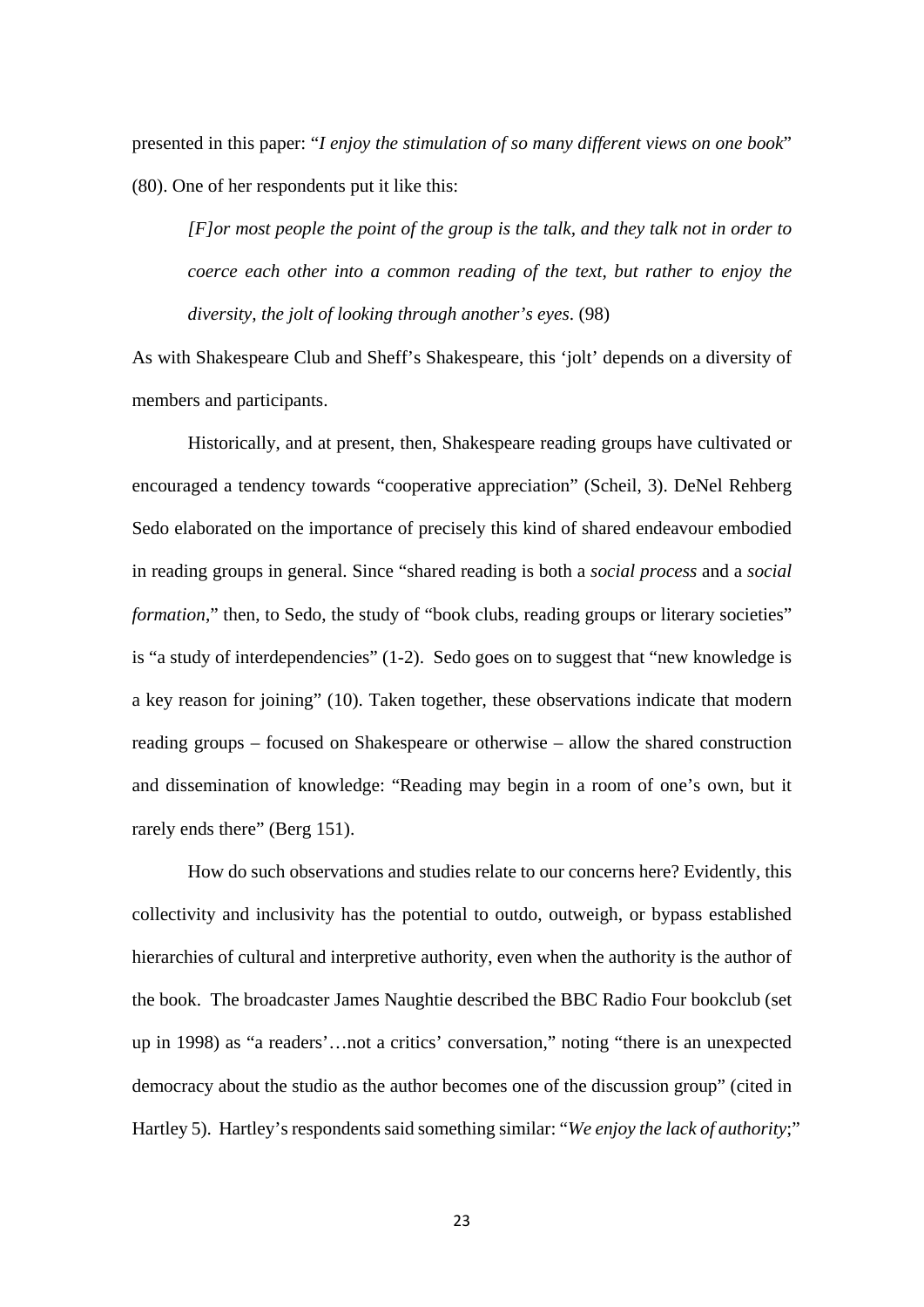presented in this paper: "*I enjoy the stimulation of so many different views on one book*" (80). One of her respondents put it like this:

> *[F]or most people the point of the group is the talk, and they talk not in order to coerce each other into a common reading of the text, but rather to enjoy the diversity, the jolt of looking through another's eyes*. (98)

As with Shakespeare Club and Sheff's Shakespeare, this 'jolt' depends on a diversity of members and participants.

Historically, and at present, then, Shakespeare reading groups have cultivated or encouraged a tendency towards "cooperative appreciation" (Scheil, 3). DeNel Rehberg Sedo elaborated on the importance of precisely this kind of shared endeavour embodied in reading groups in general. Since "shared reading is both a *social process* and a *social formation*," then, to Sedo, the study of "book clubs, reading groups or literary societies" is "a study of interdependencies" (1-2). Sedo goes on to suggest that "new knowledge is a key reason for joining" (10). Taken together, these observations indicate that modern reading groups – focused on Shakespeare or otherwise – allow the shared construction and dissemination of knowledge: "Reading may begin in a room of one's own, but it rarely ends there" (Berg 151).

How do such observations and studies relate to our concerns here? Evidently, this collectivity and inclusivity has the potential to outdo, outweigh, or bypass established hierarchies of cultural and interpretive authority, even when the authority is the author of the book. The broadcaster James Naughtie described the BBC Radio Four bookclub (set up in 1998) as "a readers'…not a critics' conversation," noting "there is an unexpected democracy about the studio as the author becomes one of the discussion group" (cited in Hartley 5). Hartley's respondents said something similar: "*We enjoy the lack of authority*;"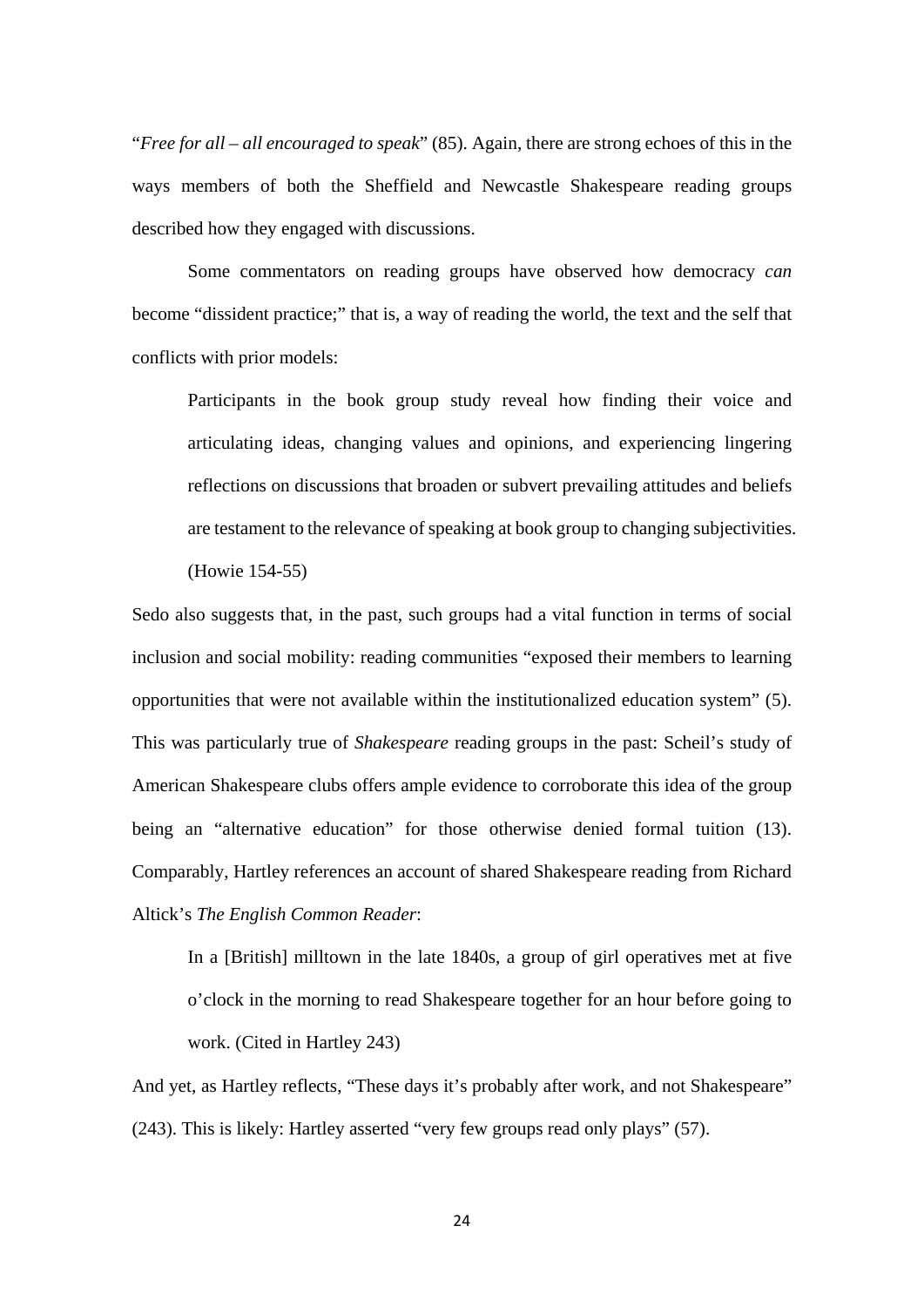"*Free for all – all encouraged to speak*" (85). Again, there are strong echoes of this in the ways members of both the Sheffield and Newcastle Shakespeare reading groups described how they engaged with discussions.

Some commentators on reading groups have observed how democracy *can* become "dissident practice;" that is, a way of reading the world, the text and the self that conflicts with prior models:

> Participants in the book group study reveal how finding their voice and articulating ideas, changing values and opinions, and experiencing lingering reflections on discussions that broaden or subvert prevailing attitudes and beliefs are testament to the relevance of speaking at book group to changing subjectivities. (Howie 154-55)

Sedo also suggests that, in the past, such groups had a vital function in terms of social inclusion and social mobility: reading communities "exposed their members to learning opportunities that were not available within the institutionalized education system" (5). This was particularly true of *Shakespeare* reading groups in the past: Scheil's study of American Shakespeare clubs offers ample evidence to corroborate this idea of the group being an "alternative education" for those otherwise denied formal tuition (13). Comparably, Hartley references an account of shared Shakespeare reading from Richard Altick's *The English Common Reader*:

> In a [British] milltown in the late 1840s, a group of girl operatives met at five o'clock in the morning to read Shakespeare together for an hour before going to work. (Cited in Hartley 243)

And yet, as Hartley reflects, "These days it's probably after work, and not Shakespeare" (243). This is likely: Hartley asserted "very few groups read only plays" (57).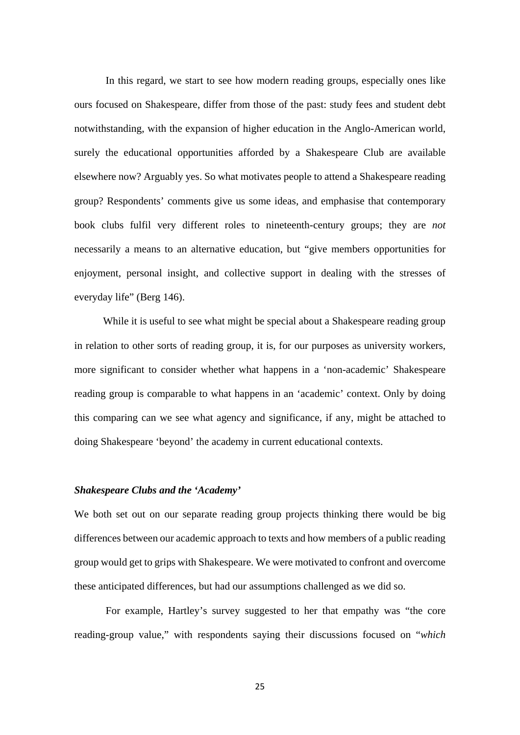In this regard, we start to see how modern reading groups, especially ones like ours focused on Shakespeare, differ from those of the past: study fees and student debt notwithstanding, with the expansion of higher education in the Anglo-American world, surely the educational opportunities afforded by a Shakespeare Club are available elsewhere now? Arguably yes. So what motivates people to attend a Shakespeare reading group? Respondents' comments give us some ideas, and emphasise that contemporary book clubs fulfil very different roles to nineteenth-century groups; they are *not* necessarily a means to an alternative education, but "give members opportunities for enjoyment, personal insight, and collective support in dealing with the stresses of everyday life" (Berg 146).

While it is useful to see what might be special about a Shakespeare reading group in relation to other sorts of reading group, it is, for our purposes as university workers, more significant to consider whether what happens in a 'non-academic' Shakespeare reading group is comparable to what happens in an 'academic' context. Only by doing this comparing can we see what agency and significance, if any, might be attached to doing Shakespeare 'beyond' the academy in current educational contexts.

### *Shakespeare Clubs and the 'Academy'*

We both set out on our separate reading group projects thinking there would be big differences between our academic approach to texts and how members of a public reading group would get to grips with Shakespeare. We were motivated to confront and overcome these anticipated differences, but had our assumptions challenged as we did so.

For example, Hartley's survey suggested to her that empathy was "the core reading-group value," with respondents saying their discussions focused on "*which*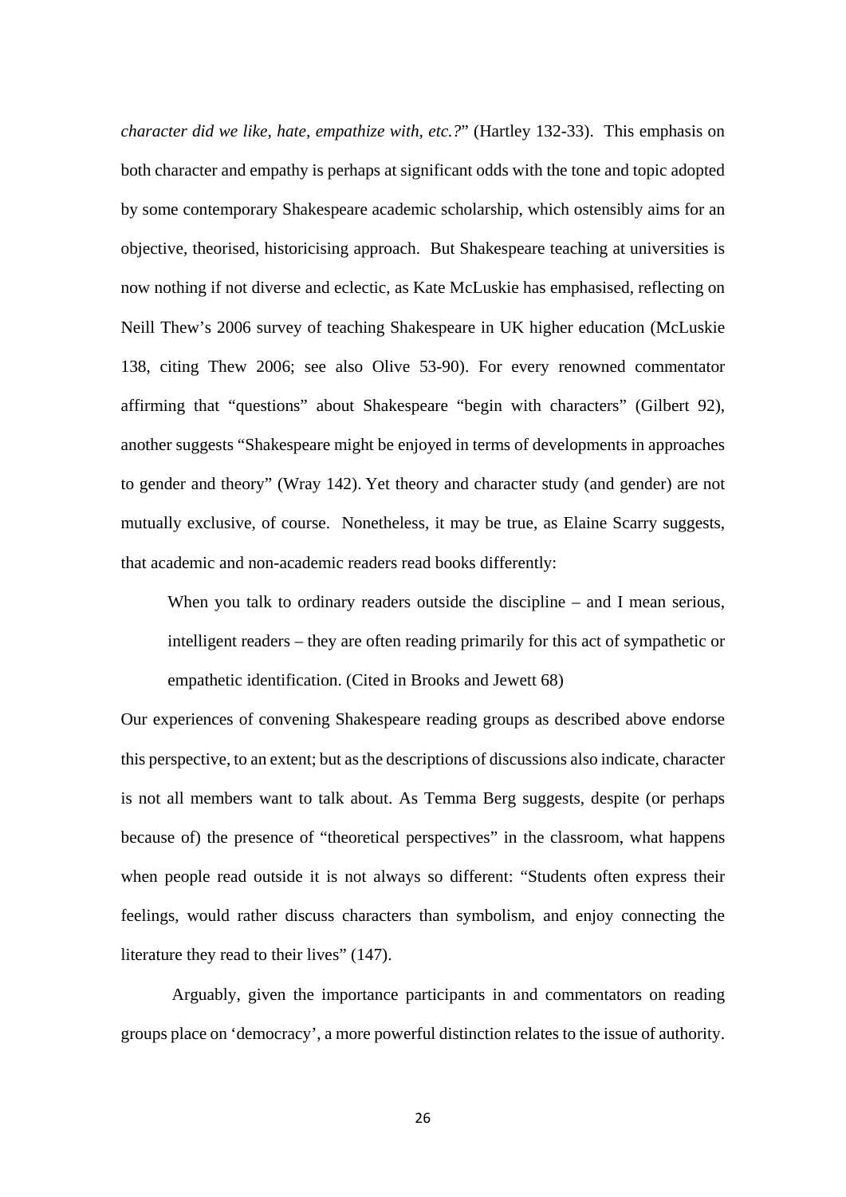*character did we like, hate, empathize with, etc.?*" (Hartley 132-33). This emphasis on both character and empathy is perhaps at significant odds with the tone and topic adopted by some contemporary Shakespeare academic scholarship, which ostensibly aims for an objective, theorised, historicising approach. But Shakespeare teaching at universities is now nothing if not diverse and eclectic, as Kate McLuskie has emphasised, reflecting on Neill Thew's 2006 survey of teaching Shakespeare in UK higher education (McLuskie 138, citing Thew 2006; see also Olive 53-90). For every renowned commentator affirming that "questions" about Shakespeare "begin with characters" (Gilbert 92), another suggests "Shakespeare might be enjoyed in terms of developments in approaches to gender and theory" (Wray 142). Yet theory and character study (and gender) are not mutually exclusive, of course. Nonetheless, it may be true, as Elaine Scarry suggests, that academic and non-academic readers read books differently:

> When you talk to ordinary readers outside the discipline – and I mean serious, intelligent readers – they are often reading primarily for this act of sympathetic or empathetic identification. (Cited in Brooks and Jewett 68)

Our experiences of convening Shakespeare reading groups as described above endorse this perspective, to an extent; but as the descriptions of discussions also indicate, character is not all members want to talk about. As Temma Berg suggests, despite (or perhaps because of) the presence of "theoretical perspectives" in the classroom, what happens when people read outside it is not always so different: "Students often express their feelings, would rather discuss characters than symbolism, and enjoy connecting the literature they read to their lives" (147).

Arguably, given the importance participants in and commentators on reading groups place on 'democracy', a more powerful distinction relates to the issue of authority.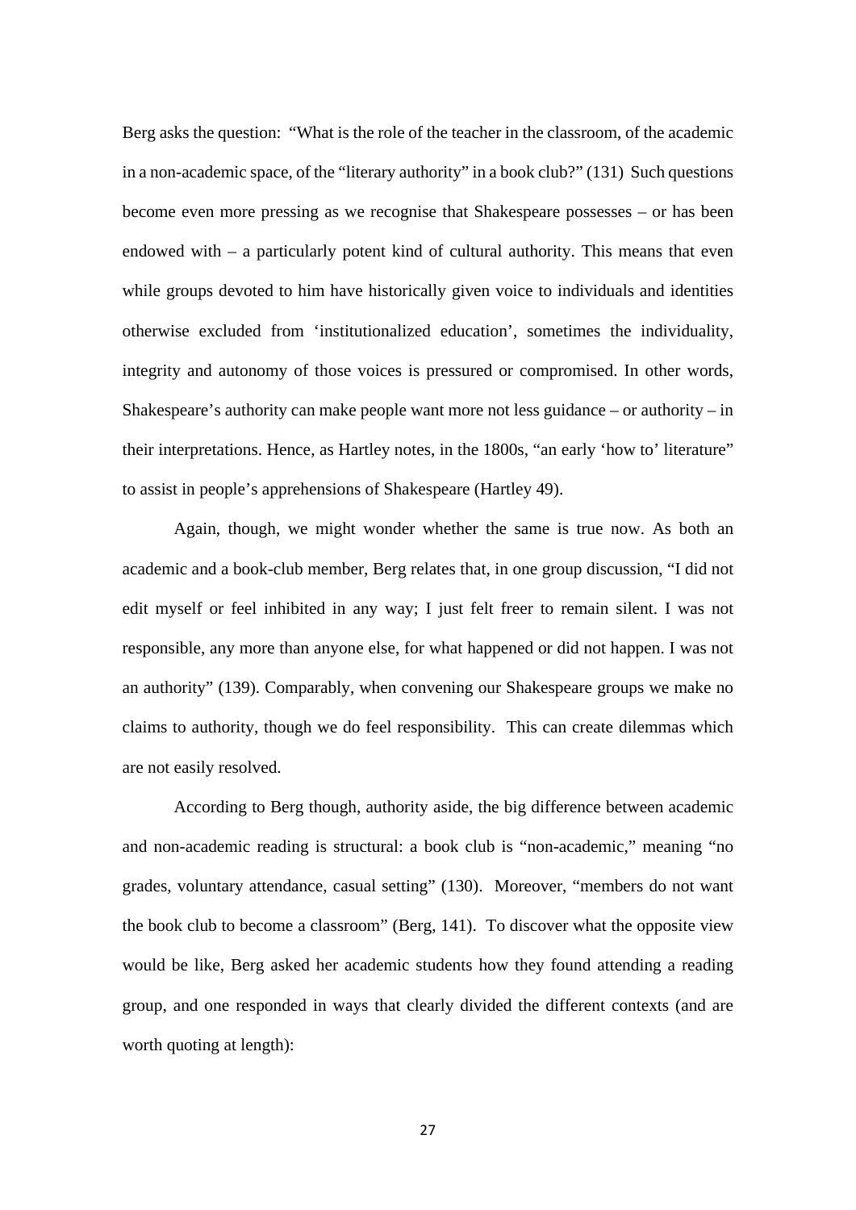Berg asks the question: "What is the role of the teacher in the classroom, of the academic in a non-academic space, of the "literary authority" in a book club?" (131) Such questions become even more pressing as we recognise that Shakespeare possesses – or has been endowed with – a particularly potent kind of cultural authority. This means that even while groups devoted to him have historically given voice to individuals and identities otherwise excluded from 'institutionalized education', sometimes the individuality, integrity and autonomy of those voices is pressured or compromised. In other words, Shakespeare's authority can make people want more not less guidance – or authority – in their interpretations. Hence, as Hartley notes, in the 1800s, "an early 'how to' literature" to assist in people's apprehensions of Shakespeare (Hartley 49).

Again, though, we might wonder whether the same is true now. As both an academic and a book-club member, Berg relates that, in one group discussion, "I did not edit myself or feel inhibited in any way; I just felt freer to remain silent. I was not responsible, any more than anyone else, for what happened or did not happen. I was not an authority" (139). Comparably, when convening our Shakespeare groups we make no claims to authority, though we do feel responsibility. This can create dilemmas which are not easily resolved.

According to Berg though, authority aside, the big difference between academic and non-academic reading is structural: a book club is "non-academic," meaning "no grades, voluntary attendance, casual setting" (130). Moreover, "members do not want the book club to become a classroom" (Berg, 141). To discover what the opposite view would be like, Berg asked her academic students how they found attending a reading group, and one responded in ways that clearly divided the different contexts (and are worth quoting at length):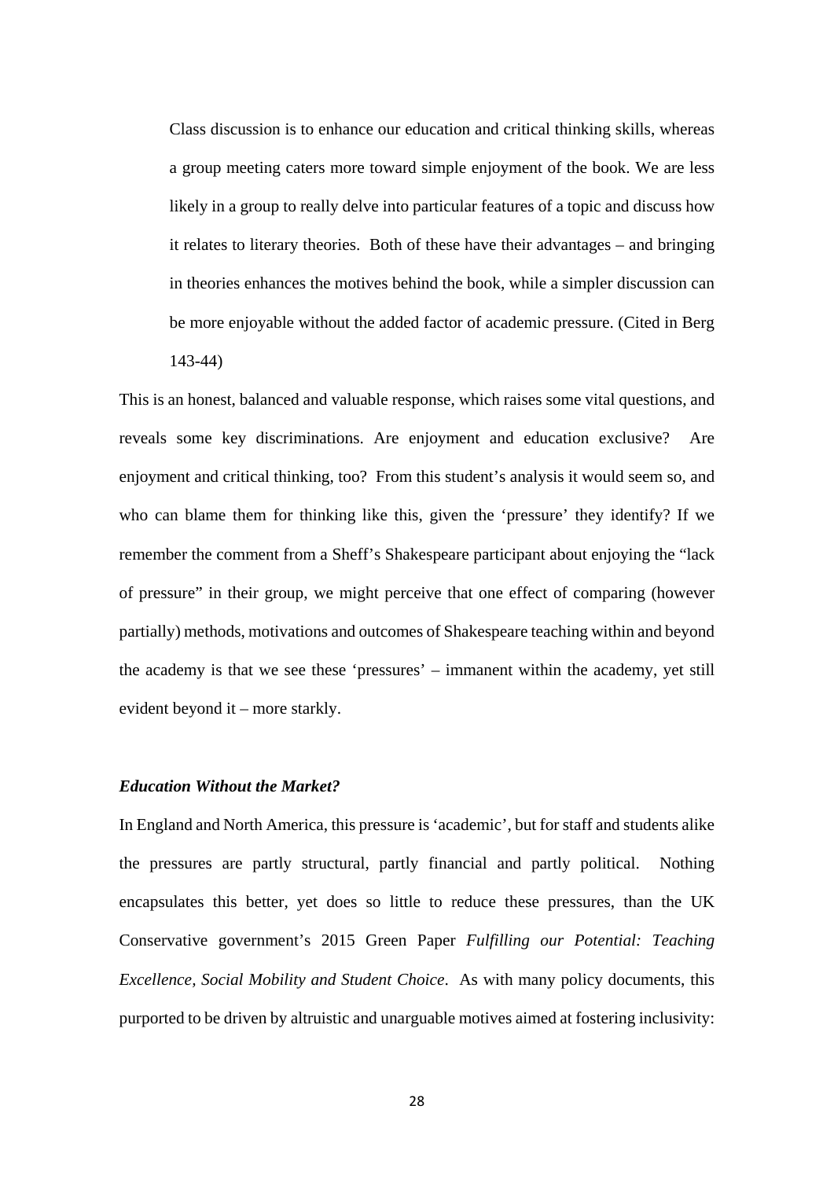> Class discussion is to enhance our education and critical thinking skills, whereas a group meeting caters more toward simple enjoyment of the book. We are less likely in a group to really delve into particular features of a topic and discuss how it relates to literary theories. Both of these have their advantages – and bringing in theories enhances the motives behind the book, while a simpler discussion can be more enjoyable without the added factor of academic pressure. (Cited in Berg 143-44)

This is an honest, balanced and valuable response, which raises some vital questions, and reveals some key discriminations. Are enjoyment and education exclusive? Are enjoyment and critical thinking, too? From this student's analysis it would seem so, and who can blame them for thinking like this, given the 'pressure' they identify? If we remember the comment from a Sheff's Shakespeare participant about enjoying the "lack of pressure" in their group, we might perceive that one effect of comparing (however partially) methods, motivations and outcomes of Shakespeare teaching within and beyond the academy is that we see these 'pressures' – immanent within the academy, yet still evident beyond it – more starkly.

### ***Education Without the Market?***

In England and North America, this pressure is 'academic', but for staff and students alike the pressures are partly structural, partly financial and partly political. Nothing encapsulates this better, yet does so little to reduce these pressures, than the UK Conservative government's 2015 Green Paper *Fulfilling our Potential: Teaching Excellence, Social Mobility and Student Choice*. As with many policy documents, this purported to be driven by altruistic and unarguable motives aimed at fostering inclusivity: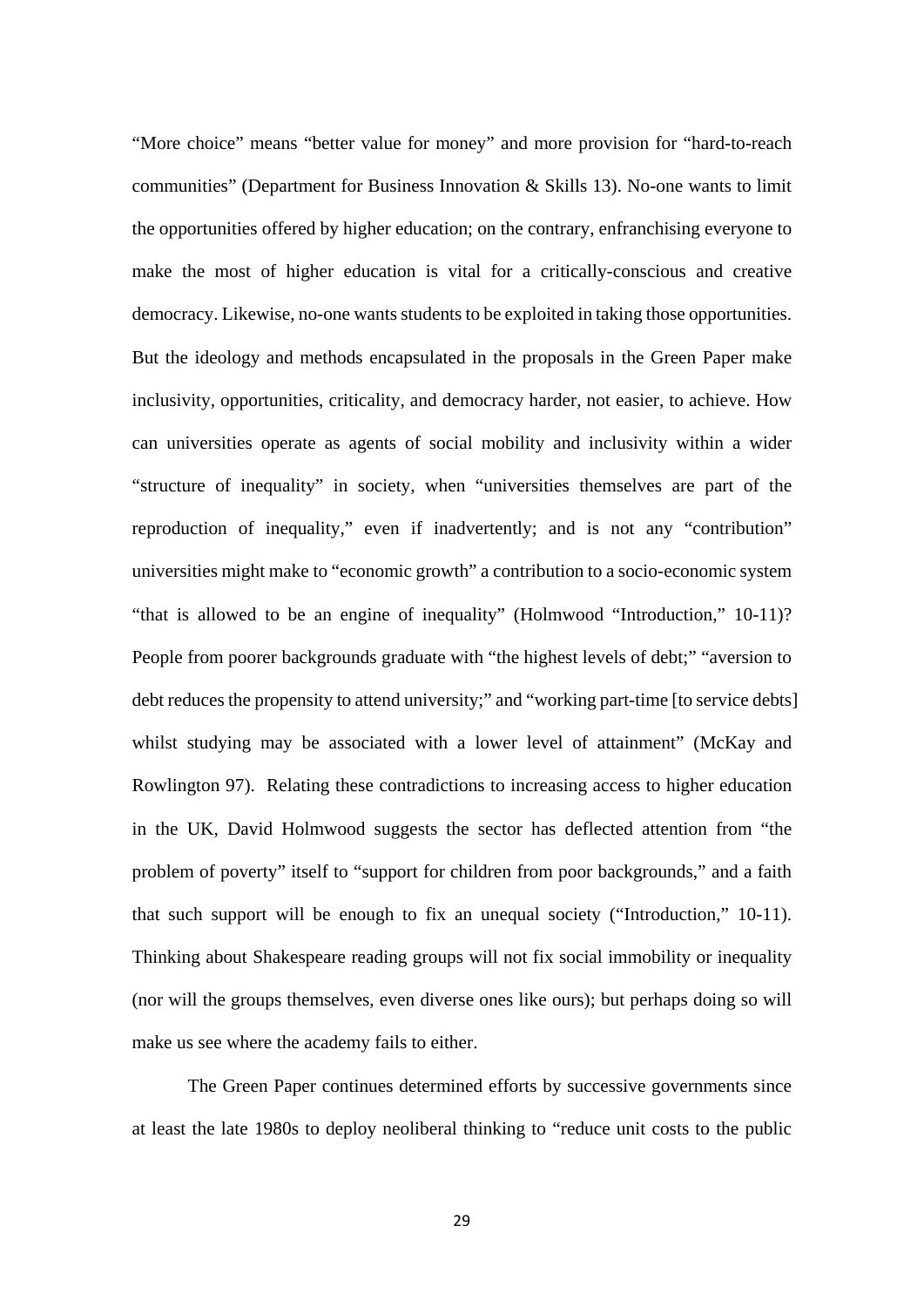"More choice" means "better value for money" and more provision for "hard-to-reach communities" (Department for Business Innovation & Skills 13). No-one wants to limit the opportunities offered by higher education; on the contrary, enfranchising everyone to make the most of higher education is vital for a critically-conscious and creative democracy. Likewise, no-one wants students to be exploited in taking those opportunities. But the ideology and methods encapsulated in the proposals in the Green Paper make inclusivity, opportunities, criticality, and democracy harder, not easier, to achieve. How can universities operate as agents of social mobility and inclusivity within a wider "structure of inequality" in society, when "universities themselves are part of the reproduction of inequality," even if inadvertently; and is not any "contribution" universities might make to "economic growth" a contribution to a socio-economic system "that is allowed to be an engine of inequality" (Holmwood "Introduction," 10-11)? People from poorer backgrounds graduate with "the highest levels of debt;" "aversion to debt reduces the propensity to attend university;" and "working part-time [to service debts] whilst studying may be associated with a lower level of attainment" (McKay and Rowlington 97). Relating these contradictions to increasing access to higher education in the UK, David Holmwood suggests the sector has deflected attention from "the problem of poverty" itself to "support for children from poor backgrounds," and a faith that such support will be enough to fix an unequal society ("Introduction," 10-11). Thinking about Shakespeare reading groups will not fix social immobility or inequality (nor will the groups themselves, even diverse ones like ours); but perhaps doing so will make us see where the academy fails to either.

The Green Paper continues determined efforts by successive governments since at least the late 1980s to deploy neoliberal thinking to "reduce unit costs to the public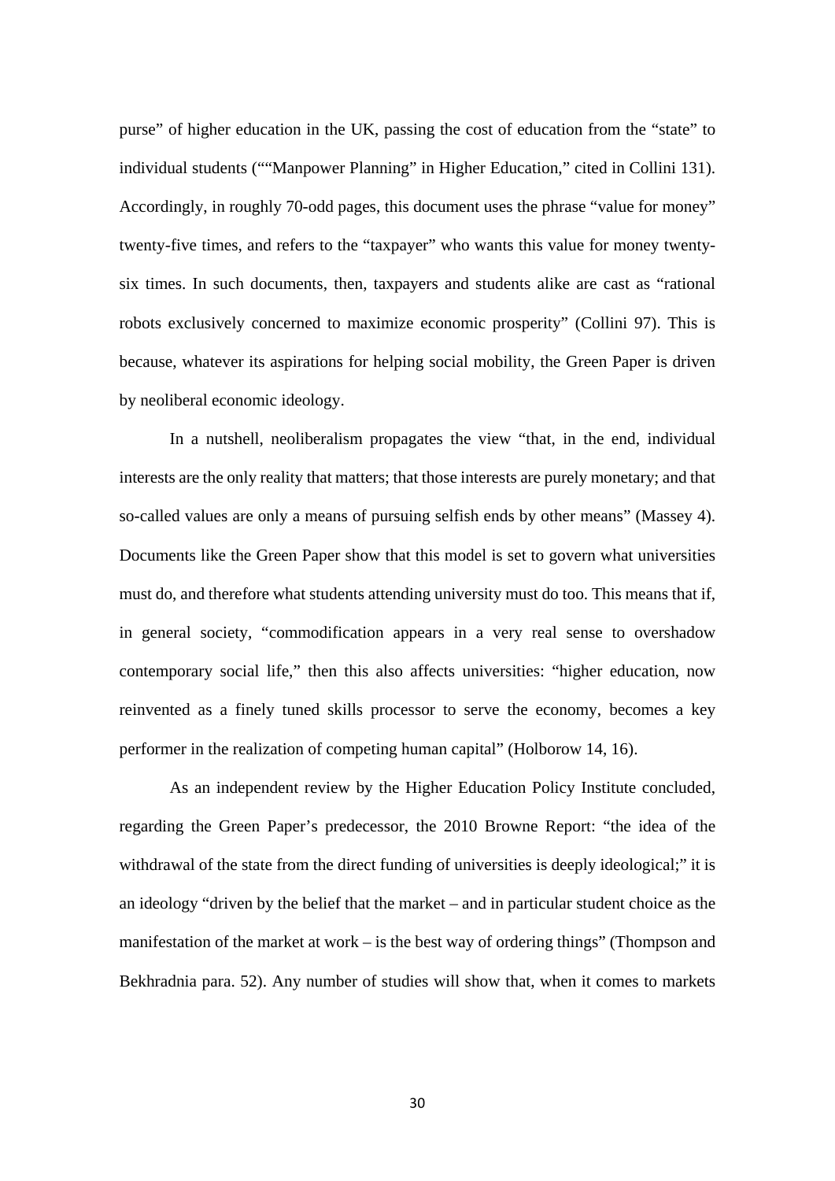purse" of higher education in the UK, passing the cost of education from the "state" to individual students (""Manpower Planning" in Higher Education," cited in Collini 131). Accordingly, in roughly 70-odd pages, this document uses the phrase "value for money" twenty-five times, and refers to the "taxpayer" who wants this value for money twenty-six times. In such documents, then, taxpayers and students alike are cast as "rational robots exclusively concerned to maximize economic prosperity" (Collini 97). This is because, whatever its aspirations for helping social mobility, the Green Paper is driven by neoliberal economic ideology.

In a nutshell, neoliberalism propagates the view "that, in the end, individual interests are the only reality that matters; that those interests are purely monetary; and that so-called values are only a means of pursuing selfish ends by other means" (Massey 4). Documents like the Green Paper show that this model is set to govern what universities must do, and therefore what students attending university must do too. This means that if, in general society, "commodification appears in a very real sense to overshadow contemporary social life," then this also affects universities: "higher education, now reinvented as a finely tuned skills processor to serve the economy, becomes a key performer in the realization of competing human capital" (Holborow 14, 16).

As an independent review by the Higher Education Policy Institute concluded, regarding the Green Paper's predecessor, the 2010 Browne Report: "the idea of the withdrawal of the state from the direct funding of universities is deeply ideological;" it is an ideology "driven by the belief that the market – and in particular student choice as the manifestation of the market at work – is the best way of ordering things" (Thompson and Bekhradnia para. 52). Any number of studies will show that, when it comes to markets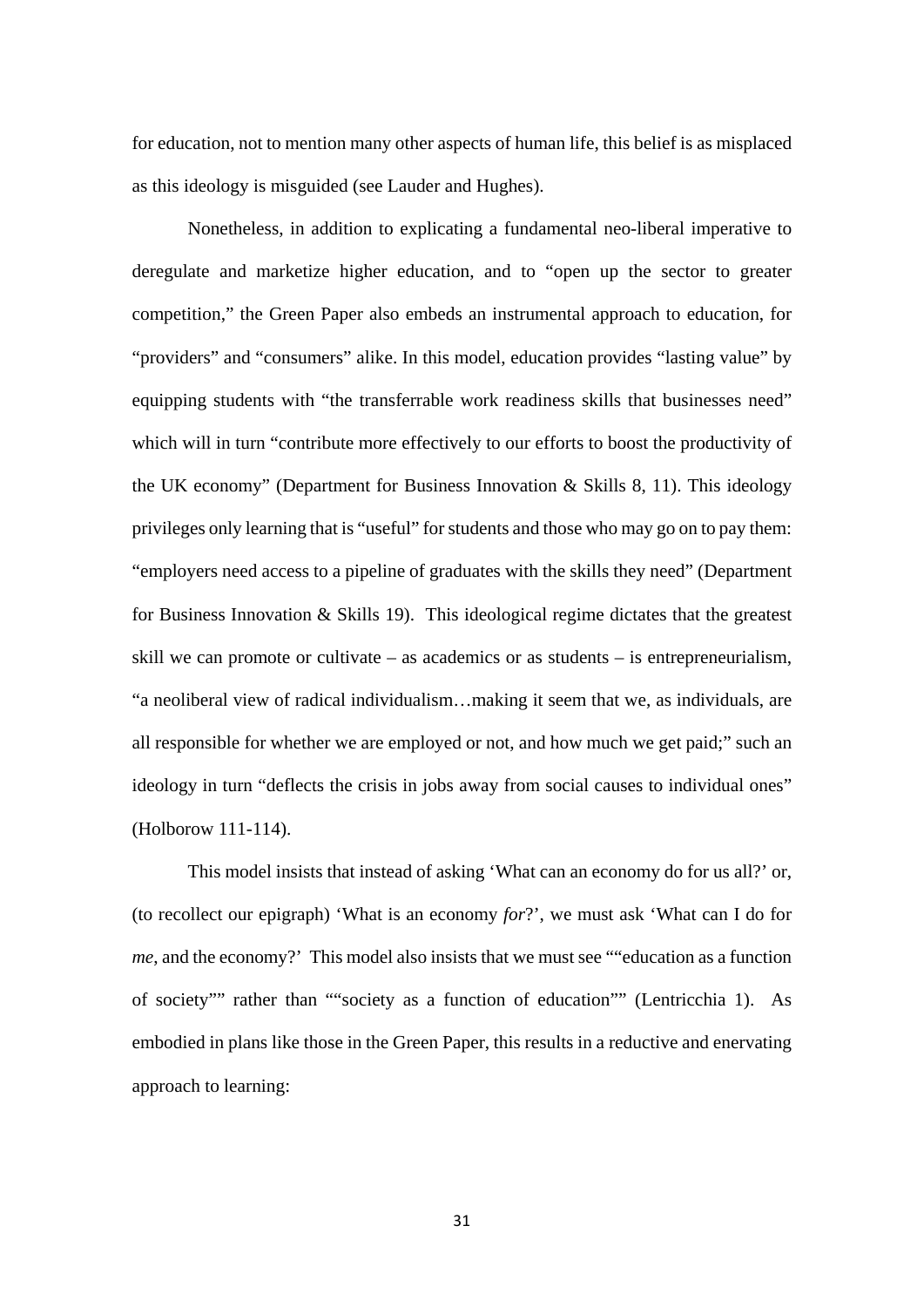for education, not to mention many other aspects of human life, this belief is as misplaced as this ideology is misguided (see Lauder and Hughes).

Nonetheless, in addition to explicating a fundamental neo-liberal imperative to deregulate and marketize higher education, and to "open up the sector to greater competition," the Green Paper also embeds an instrumental approach to education, for "providers" and "consumers" alike. In this model, education provides "lasting value" by equipping students with "the transferrable work readiness skills that businesses need" which will in turn "contribute more effectively to our efforts to boost the productivity of the UK economy" (Department for Business Innovation & Skills 8, 11). This ideology privileges only learning that is "useful" for students and those who may go on to pay them: "employers need access to a pipeline of graduates with the skills they need" (Department for Business Innovation & Skills 19). This ideological regime dictates that the greatest skill we can promote or cultivate – as academics or as students – is entrepreneurialism, "a neoliberal view of radical individualism…making it seem that we, as individuals, are all responsible for whether we are employed or not, and how much we get paid;" such an ideology in turn "deflects the crisis in jobs away from social causes to individual ones" (Holborow 111-114).

This model insists that instead of asking 'What can an economy do for us all?' or, (to recollect our epigraph) 'What is an economy *for*?', we must ask 'What can I do for *me*, and the economy?' This model also insists that we must see ""education as a function of society"" rather than ""society as a function of education"" (Lentricchia 1). As embodied in plans like those in the Green Paper, this results in a reductive and enervating approach to learning: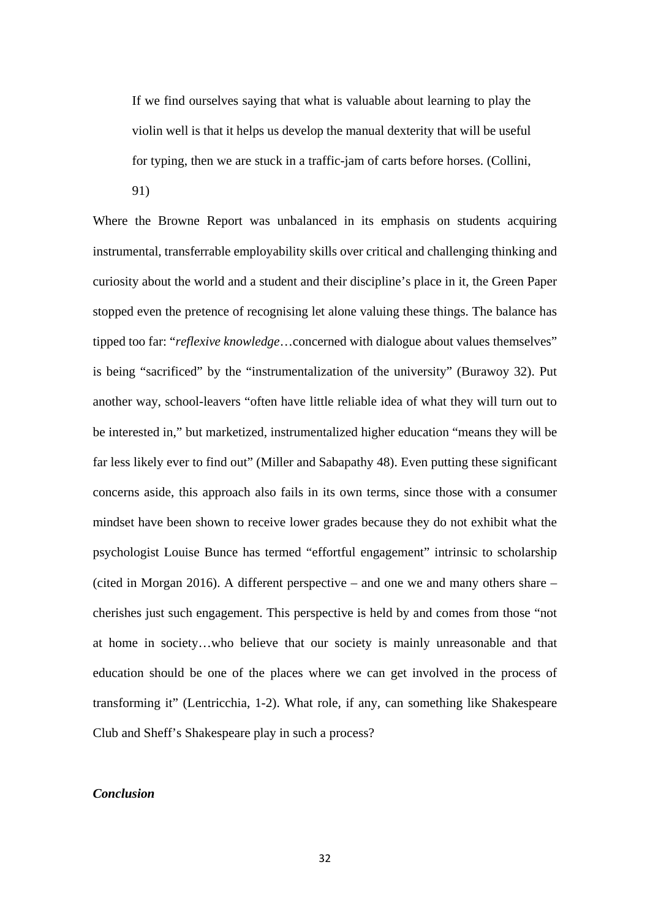> If we find ourselves saying that what is valuable about learning to play the violin well is that it helps us develop the manual dexterity that will be useful for typing, then we are stuck in a traffic-jam of carts before horses. (Collini, 91)

Where the Browne Report was unbalanced in its emphasis on students acquiring instrumental, transferrable employability skills over critical and challenging thinking and curiosity about the world and a student and their discipline's place in it, the Green Paper stopped even the pretence of recognising let alone valuing these things. The balance has tipped too far: "*reflexive knowledge*…concerned with dialogue about values themselves" is being "sacrificed" by the "instrumentalization of the university" (Burawoy 32). Put another way, school-leavers "often have little reliable idea of what they will turn out to be interested in," but marketized, instrumentalized higher education "means they will be far less likely ever to find out" (Miller and Sabapathy 48). Even putting these significant concerns aside, this approach also fails in its own terms, since those with a consumer mindset have been shown to receive lower grades because they do not exhibit what the psychologist Louise Bunce has termed "effortful engagement" intrinsic to scholarship (cited in Morgan 2016). A different perspective – and one we and many others share – cherishes just such engagement. This perspective is held by and comes from those "not at home in society…who believe that our society is mainly unreasonable and that education should be one of the places where we can get involved in the process of transforming it" (Lentricchia, 1-2). What role, if any, can something like Shakespeare Club and Sheff's Shakespeare play in such a process?

### ***Conclusion***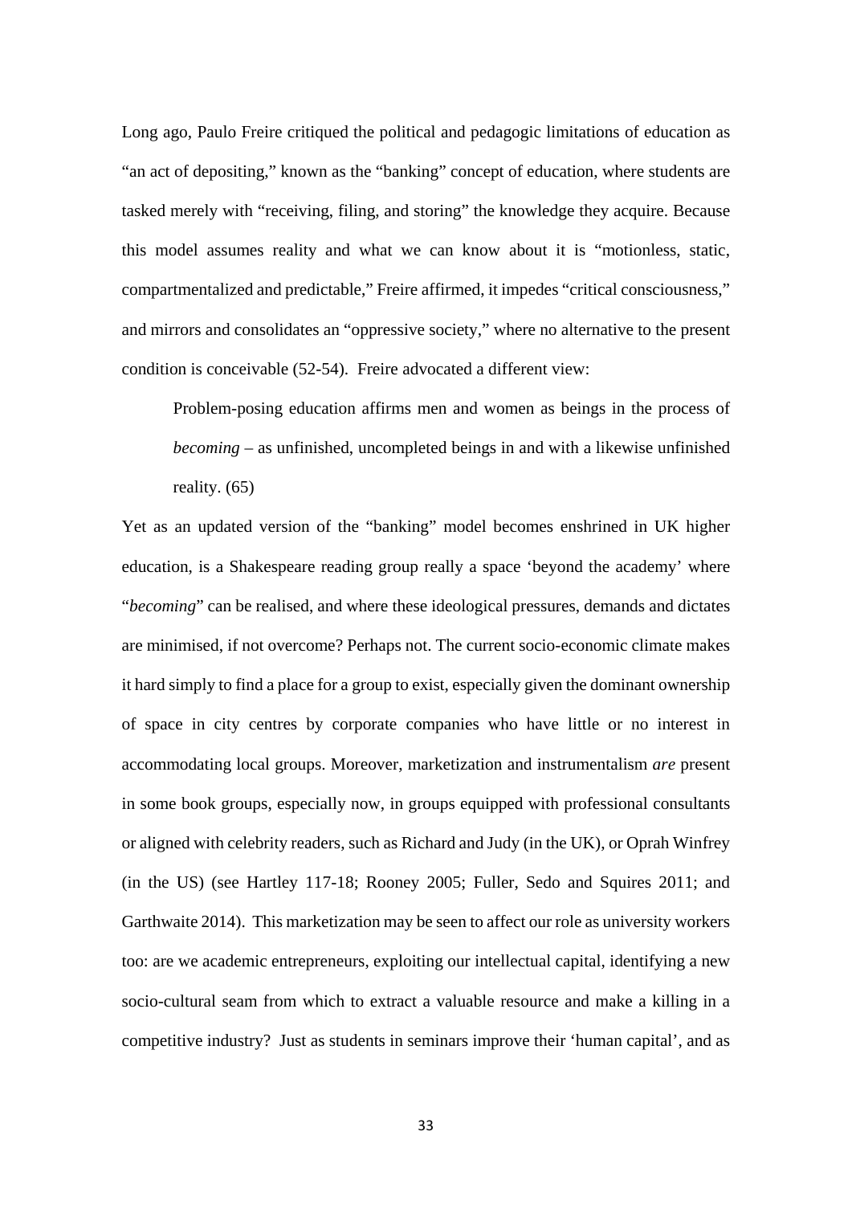Long ago, Paulo Freire critiqued the political and pedagogic limitations of education as "an act of depositing," known as the "banking" concept of education, where students are tasked merely with "receiving, filing, and storing" the knowledge they acquire. Because this model assumes reality and what we can know about it is "motionless, static, compartmentalized and predictable," Freire affirmed, it impedes "critical consciousness," and mirrors and consolidates an "oppressive society," where no alternative to the present condition is conceivable (52-54). Freire advocated a different view:

> Problem-posing education affirms men and women as beings in the process of *becoming* – as unfinished, uncompleted beings in and with a likewise unfinished reality. (65)

Yet as an updated version of the "banking" model becomes enshrined in UK higher education, is a Shakespeare reading group really a space 'beyond the academy' where "*becoming*" can be realised, and where these ideological pressures, demands and dictates are minimised, if not overcome? Perhaps not. The current socio-economic climate makes it hard simply to find a place for a group to exist, especially given the dominant ownership of space in city centres by corporate companies who have little or no interest in accommodating local groups. Moreover, marketization and instrumentalism *are* present in some book groups, especially now, in groups equipped with professional consultants or aligned with celebrity readers, such as Richard and Judy (in the UK), or Oprah Winfrey (in the US) (see Hartley 117-18; Rooney 2005; Fuller, Sedo and Squires 2011; and Garthwaite 2014). This marketization may be seen to affect our role as university workers too: are we academic entrepreneurs, exploiting our intellectual capital, identifying a new socio-cultural seam from which to extract a valuable resource and make a killing in a competitive industry? Just as students in seminars improve their 'human capital', and as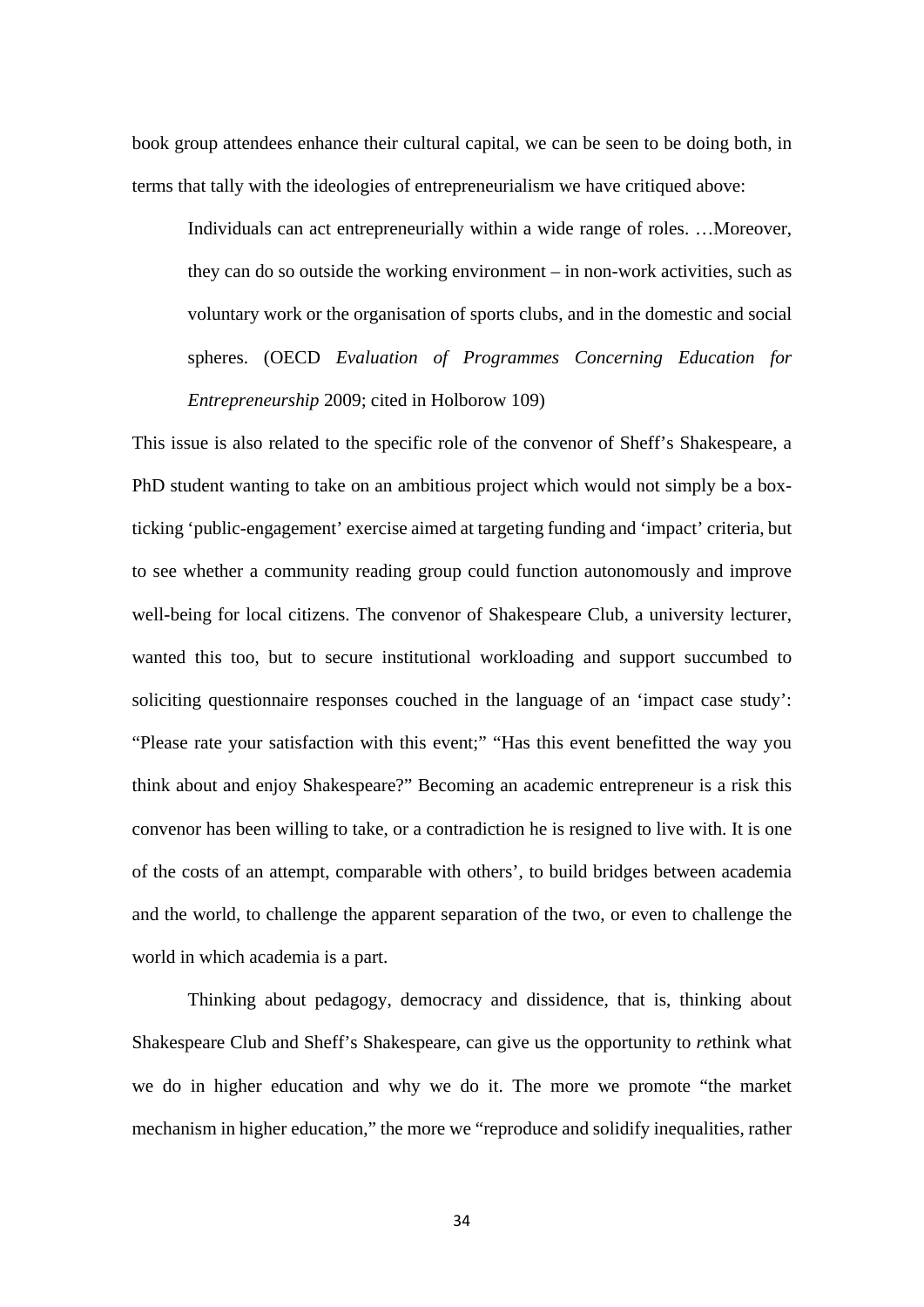book group attendees enhance their cultural capital, we can be seen to be doing both, in terms that tally with the ideologies of entrepreneurialism we have critiqued above:

> Individuals can act entrepreneurially within a wide range of roles. …Moreover, they can do so outside the working environment – in non-work activities, such as voluntary work or the organisation of sports clubs, and in the domestic and social spheres. (OECD *Evaluation of Programmes Concerning Education for Entrepreneurship* 2009; cited in Holborow 109)

This issue is also related to the specific role of the convenor of Sheff's Shakespeare, a PhD student wanting to take on an ambitious project which would not simply be a box-ticking 'public-engagement' exercise aimed at targeting funding and 'impact' criteria, but to see whether a community reading group could function autonomously and improve well-being for local citizens. The convenor of Shakespeare Club, a university lecturer, wanted this too, but to secure institutional workloading and support succumbed to soliciting questionnaire responses couched in the language of an 'impact case study': "Please rate your satisfaction with this event;" "Has this event benefitted the way you think about and enjoy Shakespeare?" Becoming an academic entrepreneur is a risk this convenor has been willing to take, or a contradiction he is resigned to live with. It is one of the costs of an attempt, comparable with others', to build bridges between academia and the world, to challenge the apparent separation of the two, or even to challenge the world in which academia is a part.

Thinking about pedagogy, democracy and dissidence, that is, thinking about Shakespeare Club and Sheff's Shakespeare, can give us the opportunity to *re*think what we do in higher education and why we do it. The more we promote "the market mechanism in higher education," the more we "reproduce and solidify inequalities, rather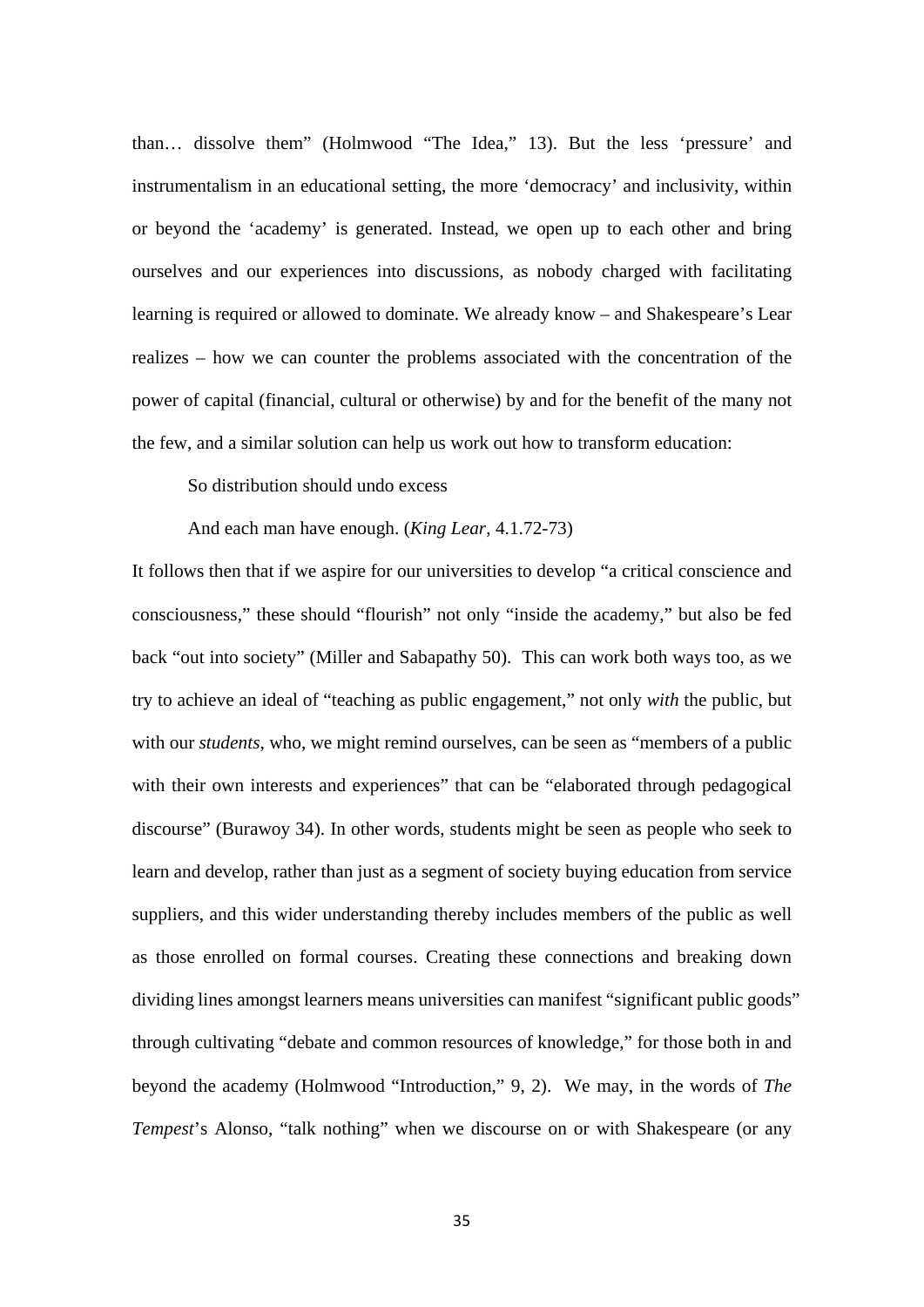than… dissolve them" (Holmwood "The Idea," 13). But the less 'pressure' and instrumentalism in an educational setting, the more 'democracy' and inclusivity, within or beyond the 'academy' is generated. Instead, we open up to each other and bring ourselves and our experiences into discussions, as nobody charged with facilitating learning is required or allowed to dominate. We already know – and Shakespeare's Lear realizes – how we can counter the problems associated with the concentration of the power of capital (financial, cultural or otherwise) by and for the benefit of the many not the few, and a similar solution can help us work out how to transform education:

> So distribution should undo excess
>
> And each man have enough. (*King Lear*, 4.1.72-73)

It follows then that if we aspire for our universities to develop "a critical conscience and consciousness," these should "flourish" not only "inside the academy," but also be fed back "out into society" (Miller and Sabapathy 50). This can work both ways too, as we try to achieve an ideal of "teaching as public engagement," not only *with* the public, but with our *students*, who, we might remind ourselves, can be seen as "members of a public with their own interests and experiences" that can be "elaborated through pedagogical discourse" (Burawoy 34). In other words, students might be seen as people who seek to learn and develop, rather than just as a segment of society buying education from service suppliers, and this wider understanding thereby includes members of the public as well as those enrolled on formal courses. Creating these connections and breaking down dividing lines amongst learners means universities can manifest "significant public goods" through cultivating "debate and common resources of knowledge," for those both in and beyond the academy (Holmwood "Introduction," 9, 2). We may, in the words of *The Tempest*'s Alonso, "talk nothing" when we discourse on or with Shakespeare (or any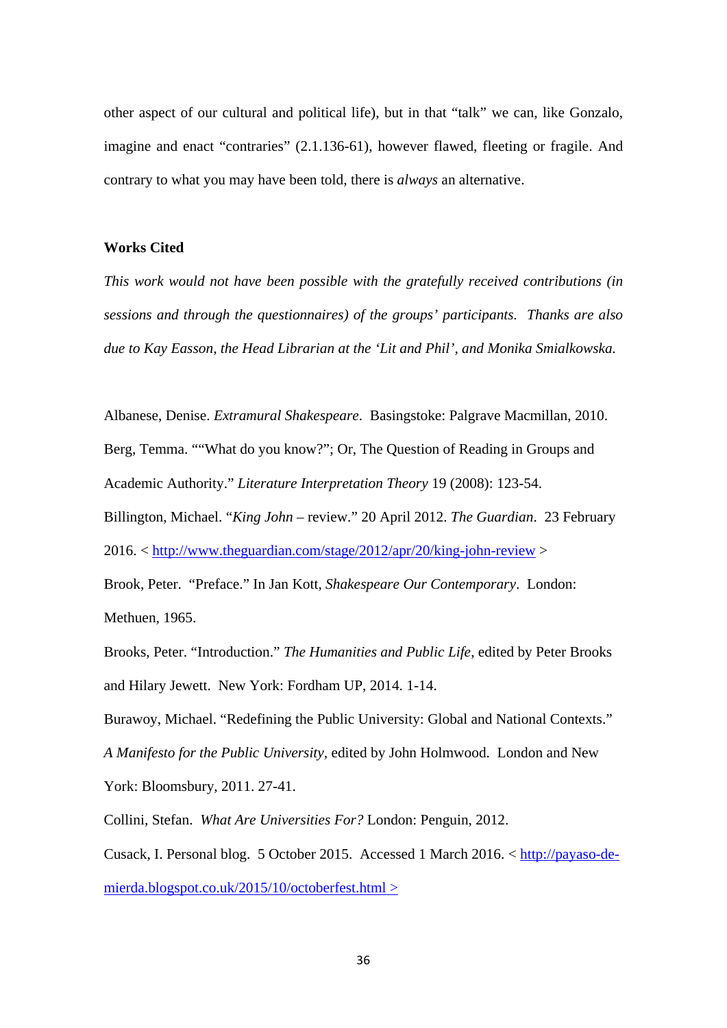other aspect of our cultural and political life), but in that “talk” we can, like Gonzalo, imagine and enact “contraries” (2.1.136-61), however flawed, fleeting or fragile. And contrary to what you may have been told, there is *always* an alternative.

**Works Cited**

*This work would not have been possible with the gratefully received contributions (in sessions and through the questionnaires) of the groups’ participants. Thanks are also due to Kay Easson, the Head Librarian at the ‘Lit and Phil’, and Monika Smialkowska.*

Albanese, Denise. *Extramural Shakespeare*. Basingstoke: Palgrave Macmillan, 2010.

Berg, Temma. ““What do you know?”; Or, The Question of Reading in Groups and Academic Authority.” *Literature Interpretation Theory* 19 (2008): 123-54.

Billington, Michael. “*King John* – review.” 20 April 2012. *The Guardian*. 23 February 2016. < [http://www.theguardian.com/stage/2012/apr/20/king-john-review](http://www.theguardian.com/stage/2012/apr/20/king-john-review) >

Brook, Peter. “Preface.” In Jan Kott, *Shakespeare Our Contemporary*. London: Methuen, 1965.

Brooks, Peter. “Introduction.” *The Humanities and Public Life*, edited by Peter Brooks and Hilary Jewett. New York: Fordham UP, 2014. 1-14.

Burawoy, Michael. “Redefining the Public University: Global and National Contexts.” *A Manifesto for the Public University*, edited by John Holmwood. London and New York: Bloomsbury, 2011. 27-41.

Collini, Stefan. *What Are Universities For?* London: Penguin, 2012.

Cusack, I. Personal blog. 5 October 2015. Accessed 1 March 2016. < [http://payaso-de-mierda.blogspot.co.uk/2015/10/octoberfest.html](http://payaso-de-mierda.blogspot.co.uk/2015/10/octoberfest.html) >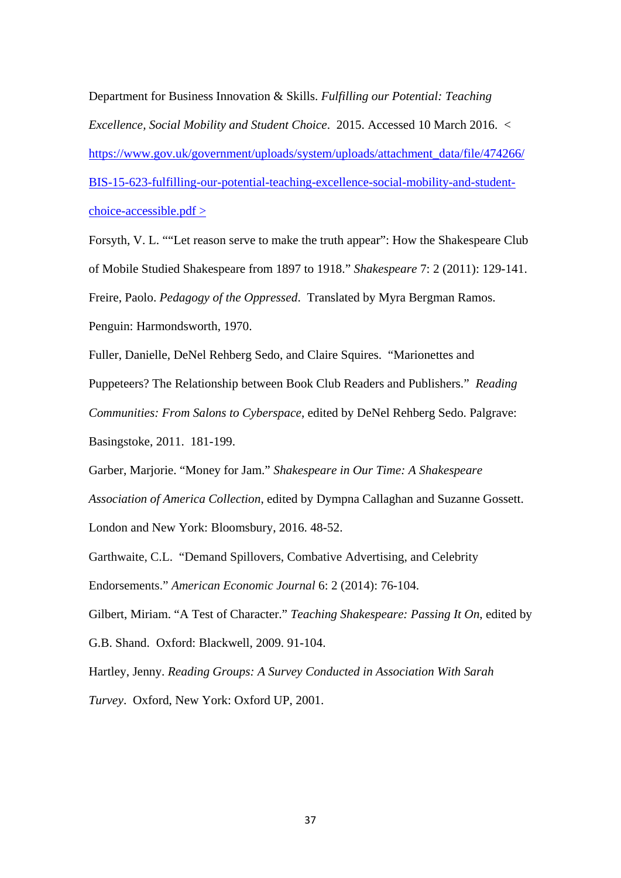Department for Business Innovation & Skills. *Fulfilling our Potential: Teaching Excellence, Social Mobility and Student Choice*. 2015. Accessed 10 March 2016. < https://www.gov.uk/government/uploads/system/uploads/attachment_data/file/474266/BIS-15-623-fulfilling-our-potential-teaching-excellence-social-mobility-and-student-choice-accessible.pdf >

Forsyth, V. L. "“Let reason serve to make the truth appear”: How the Shakespeare Club of Mobile Studied Shakespeare from 1897 to 1918." *Shakespeare* 7: 2 (2011): 129-141.

Freire, Paolo. *Pedagogy of the Oppressed*. Translated by Myra Bergman Ramos. Penguin: Harmondsworth, 1970.

Fuller, Danielle, DeNel Rehberg Sedo, and Claire Squires. "Marionettes and Puppeteers? The Relationship between Book Club Readers and Publishers." *Reading Communities: From Salons to Cyberspace*, edited by DeNel Rehberg Sedo. Palgrave: Basingstoke, 2011. 181-199.

Garber, Marjorie. "Money for Jam." *Shakespeare in Our Time: A Shakespeare Association of America Collection*, edited by Dympna Callaghan and Suzanne Gossett. London and New York: Bloomsbury, 2016. 48-52.

Garthwaite, C.L. "Demand Spillovers, Combative Advertising, and Celebrity Endorsements." *American Economic Journal* 6: 2 (2014): 76-104.

Gilbert, Miriam. "A Test of Character." *Teaching Shakespeare: Passing It On*, edited by G.B. Shand. Oxford: Blackwell, 2009. 91-104.

Hartley, Jenny. *Reading Groups: A Survey Conducted in Association With Sarah Turvey*. Oxford, New York: Oxford UP, 2001.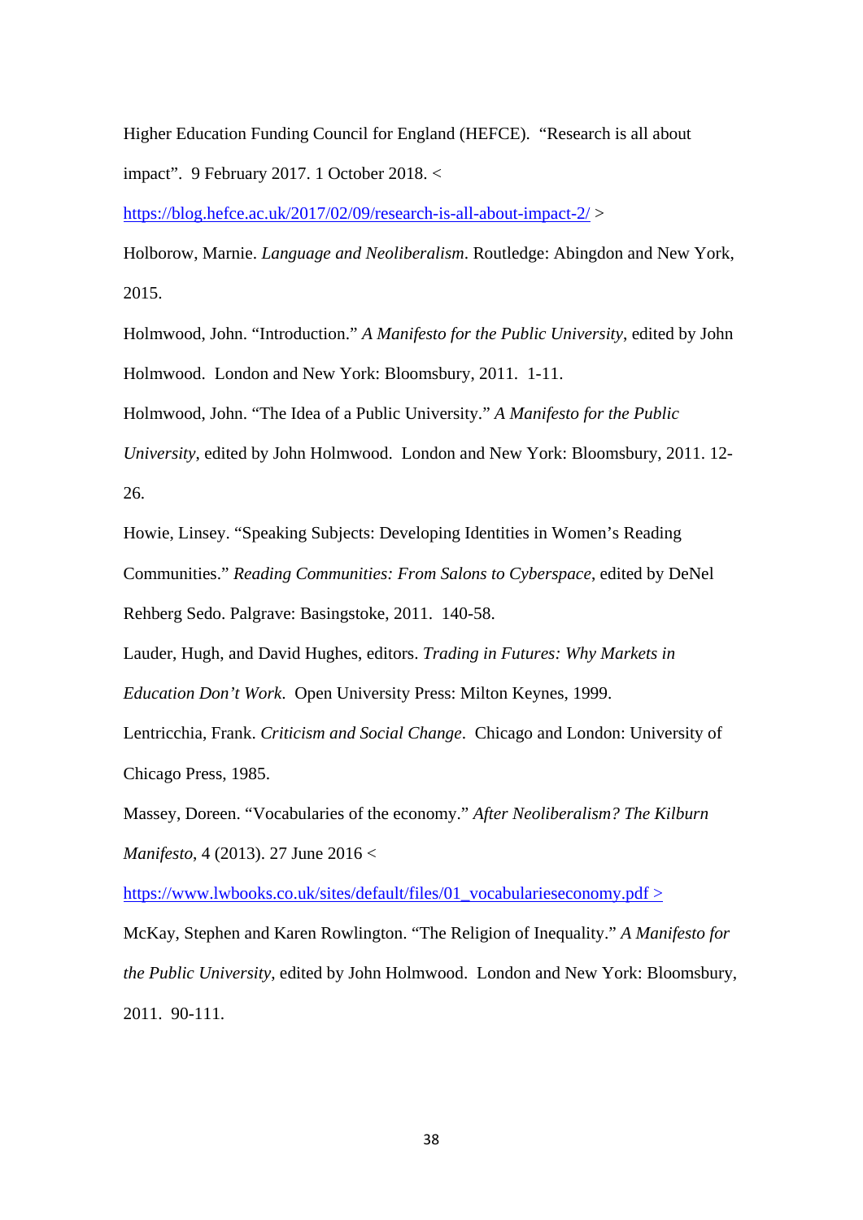Higher Education Funding Council for England (HEFCE). "Research is all about impact". 9 February 2017. 1 October 2018. < https://blog.hefce.ac.uk/2017/02/09/research-is-all-about-impact-2/ >

Holborow, Marnie. *Language and Neoliberalism*. Routledge: Abingdon and New York, 2015.

Holmwood, John. "Introduction." *A Manifesto for the Public University*, edited by John Holmwood. London and New York: Bloomsbury, 2011. 1-11.

Holmwood, John. "The Idea of a Public University." *A Manifesto for the Public University*, edited by John Holmwood. London and New York: Bloomsbury, 2011. 12-26.

Howie, Linsey. "Speaking Subjects: Developing Identities in Women's Reading Communities." *Reading Communities: From Salons to Cyberspace*, edited by DeNel Rehberg Sedo. Palgrave: Basingstoke, 2011. 140-58.

Lauder, Hugh, and David Hughes, editors. *Trading in Futures: Why Markets in Education Don't Work*. Open University Press: Milton Keynes, 1999.

Lentricchia, Frank. *Criticism and Social Change*. Chicago and London: University of Chicago Press, 1985.

Massey, Doreen. "Vocabularies of the economy." *After Neoliberalism? The Kilburn Manifesto*, 4 (2013). 27 June 2016 < https://www.lwbooks.co.uk/sites/default/files/01_vocabularieseconomy.pdf >

McKay, Stephen and Karen Rowlington. "The Religion of Inequality." *A Manifesto for the Public University*, edited by John Holmwood. London and New York: Bloomsbury, 2011. 90-111.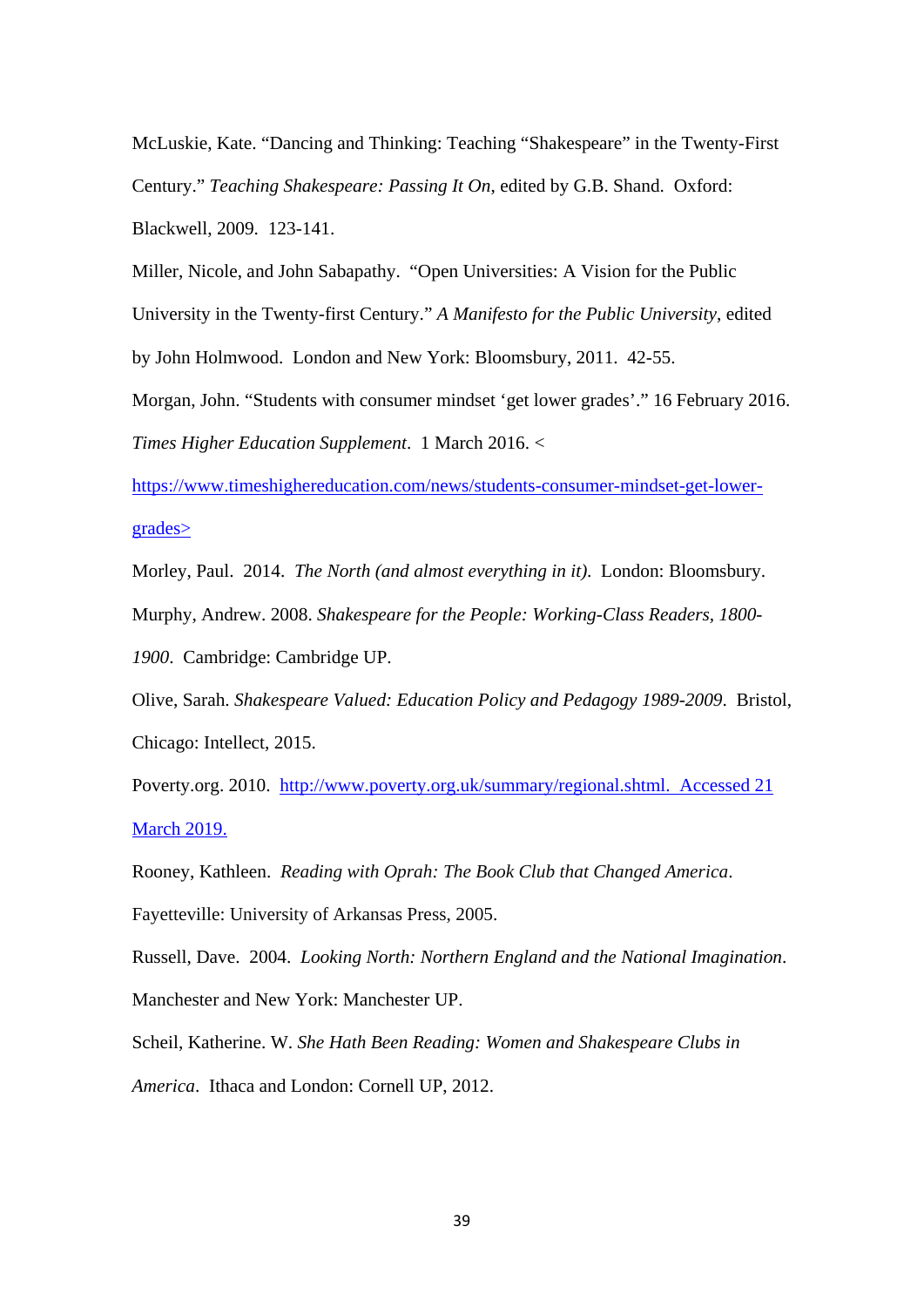McLuskie, Kate. “Dancing and Thinking: Teaching “Shakespeare” in the Twenty-First Century.” *Teaching Shakespeare: Passing It On*, edited by G.B. Shand. Oxford: Blackwell, 2009. 123-141.

Miller, Nicole, and John Sabapathy. “Open Universities: A Vision for the Public University in the Twenty-first Century.” *A Manifesto for the Public University*, edited by John Holmwood. London and New York: Bloomsbury, 2011. 42-55.

Morgan, John. “Students with consumer mindset ‘get lower grades’.” 16 February 2016. *Times Higher Education Supplement*. 1 March 2016. < https://www.timeshighereducation.com/news/students-consumer-mindset-get-lower-grades>

Morley, Paul. 2014. *The North (and almost everything in it)*. London: Bloomsbury.

Murphy, Andrew. 2008. *Shakespeare for the People: Working-Class Readers, 1800-1900*. Cambridge: Cambridge UP.

Olive, Sarah. *Shakespeare Valued: Education Policy and Pedagogy 1989-2009*. Bristol, Chicago: Intellect, 2015.

Poverty.org. 2010. http://www.poverty.org.uk/summary/regional.shtml. Accessed 21 March 2019.

Rooney, Kathleen. *Reading with Oprah: The Book Club that Changed America*. Fayetteville: University of Arkansas Press, 2005.

Russell, Dave. 2004. *Looking North: Northern England and the National Imagination*. Manchester and New York: Manchester UP.

Scheil, Katherine. W. *She Hath Been Reading: Women and Shakespeare Clubs in America*. Ithaca and London: Cornell UP, 2012.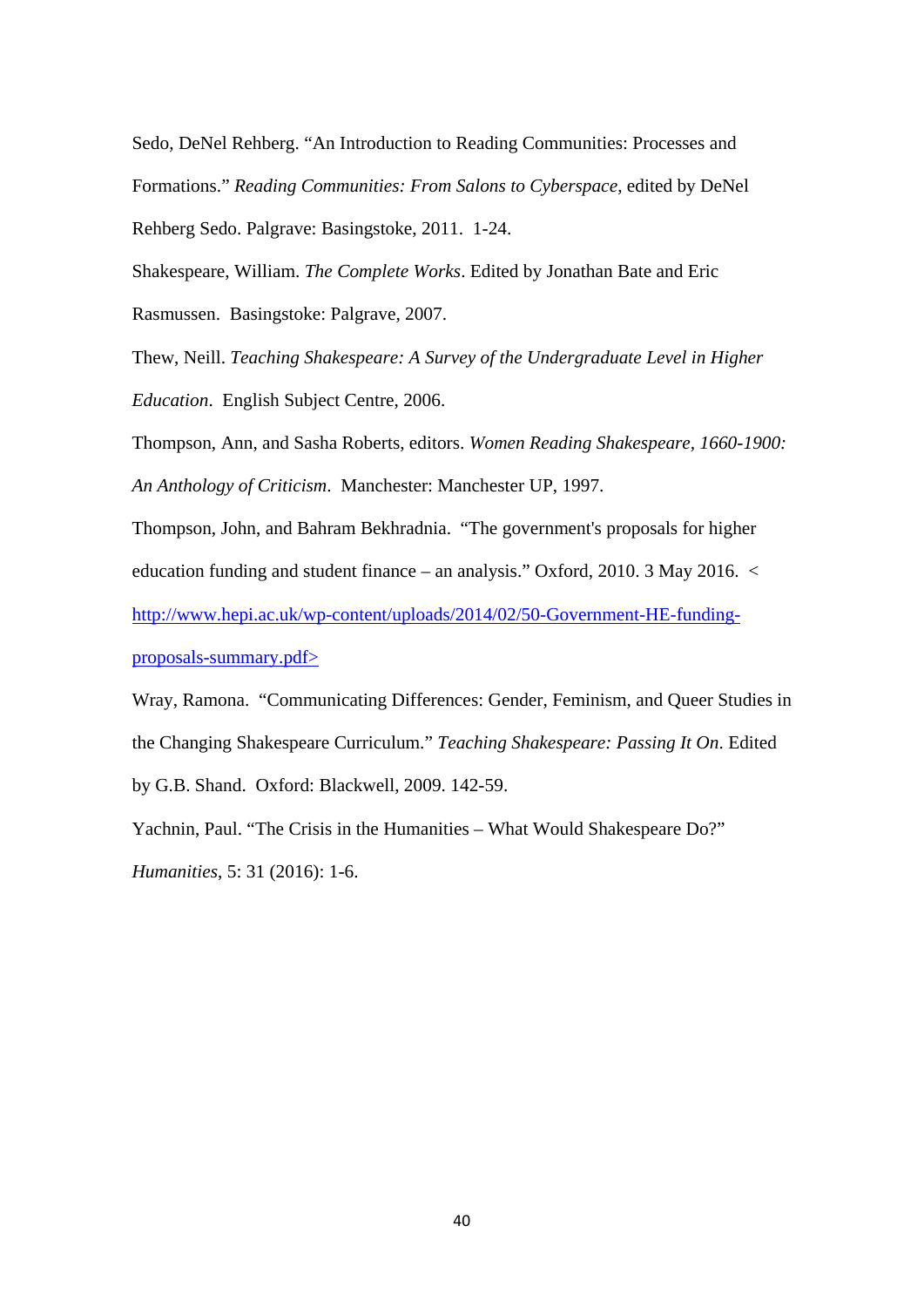Sedo, DeNel Rehberg. "An Introduction to Reading Communities: Processes and Formations." *Reading Communities: From Salons to Cyberspace*, edited by DeNel Rehberg Sedo. Palgrave: Basingstoke, 2011. 1-24.

Shakespeare, William. *The Complete Works*. Edited by Jonathan Bate and Eric Rasmussen. Basingstoke: Palgrave, 2007.

Thew, Neill. *Teaching Shakespeare: A Survey of the Undergraduate Level in Higher Education*. English Subject Centre, 2006.

Thompson, Ann, and Sasha Roberts, editors. *Women Reading Shakespeare, 1660-1900: An Anthology of Criticism*. Manchester: Manchester UP, 1997.

Thompson, John, and Bahram Bekhradnia. "The government's proposals for higher education funding and student finance – an analysis." Oxford, 2010. 3 May 2016. <http://www.hepi.ac.uk/wp-content/uploads/2014/02/50-Government-HE-funding-proposals-summary.pdf>

Wray, Ramona. "Communicating Differences: Gender, Feminism, and Queer Studies in the Changing Shakespeare Curriculum." *Teaching Shakespeare: Passing It On*. Edited by G.B. Shand. Oxford: Blackwell, 2009. 142-59.

Yachnin, Paul. "The Crisis in the Humanities – What Would Shakespeare Do?" *Humanities*, 5: 31 (2016): 1-6.